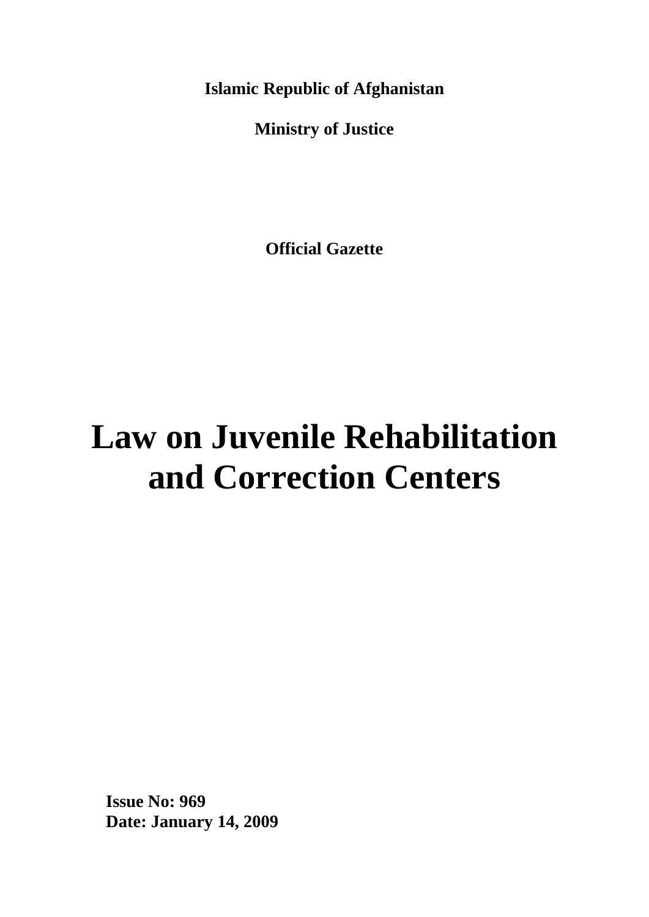**Islamic Republic of Afghanistan**

**Ministry of Justice**

**Official Gazette**

# Law on Juvenile Rehabilitation and Correction Centers

**Issue No: 969**
**Date: January 14, 2009**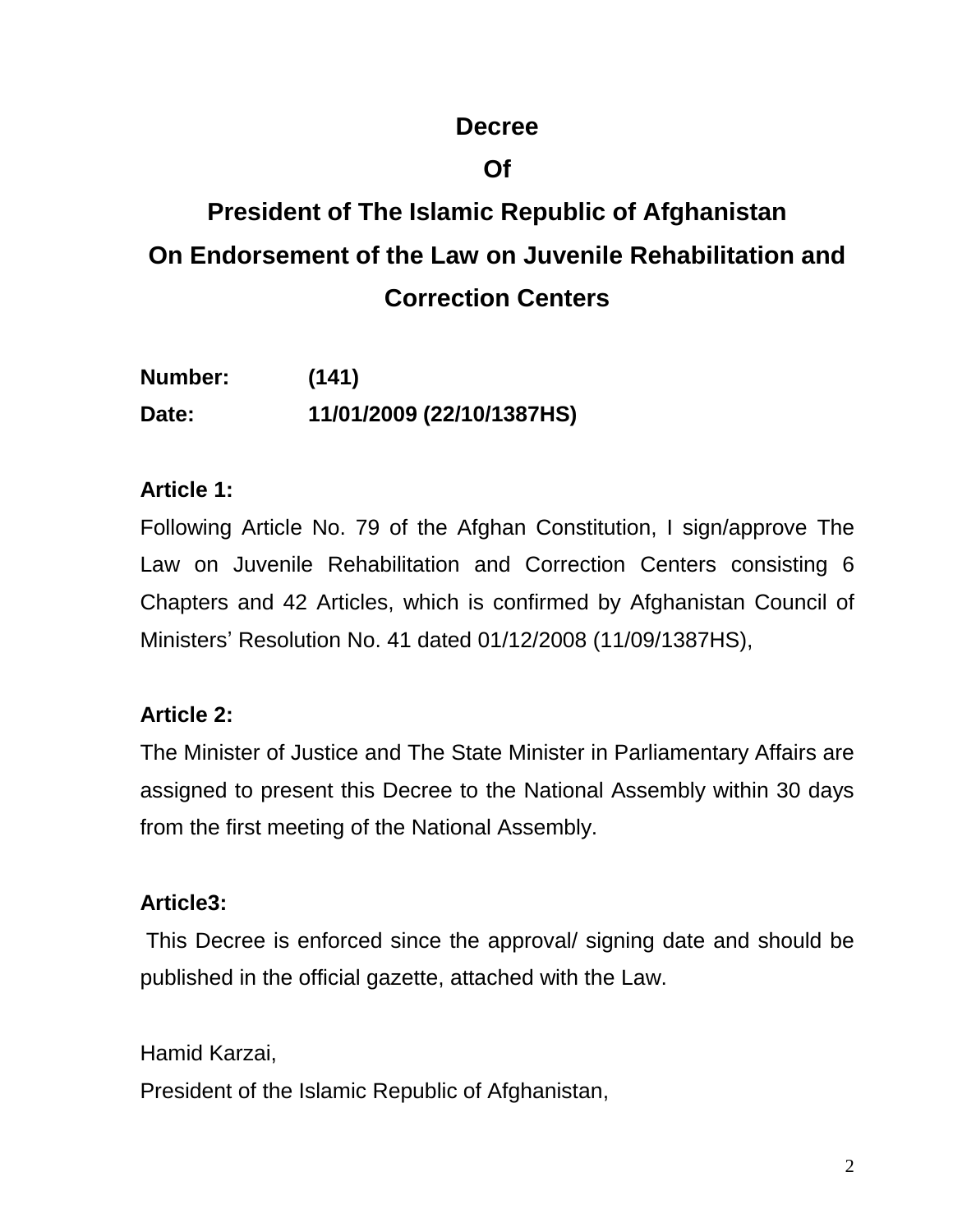# Decree
# Of
# President of The Islamic Republic of Afghanistan
# On Endorsement of the Law on Juvenile Rehabilitation and Correction Centers

**Number:** **(141)**

**Date:** **11/01/2009 (22/10/1387HS)**

**Article 1:**

Following Article No. 79 of the Afghan Constitution, I sign/approve The Law on Juvenile Rehabilitation and Correction Centers consisting 6 Chapters and 42 Articles, which is confirmed by Afghanistan Council of Ministers' Resolution No. 41 dated 01/12/2008 (11/09/1387HS),

**Article 2:**

The Minister of Justice and The State Minister in Parliamentary Affairs are assigned to present this Decree to the National Assembly within 30 days from the first meeting of the National Assembly.

**Article3:**

This Decree is enforced since the approval/ signing date and should be published in the official gazette, attached with the Law.

Hamid Karzai,

President of the Islamic Republic of Afghanistan,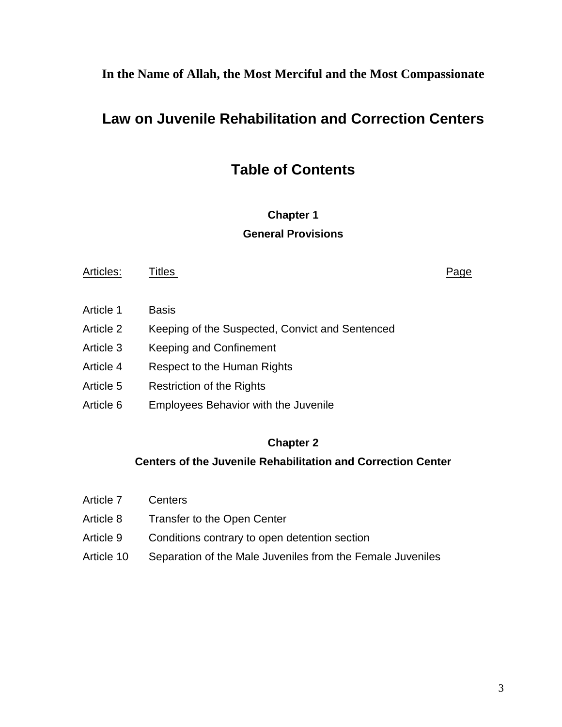**In the Name of Allah, the Most Merciful and the Most Compassionate**

# Law on Juvenile Rehabilitation and Correction Centers

## Table of Contents

### Chapter 1

### General Provisions

| Articles: | Titles | Page |
|---|---|---|
| Article 1 | Basis | |
| Article 2 | Keeping of the Suspected, Convict and Sentenced | |
| Article 3 | Keeping and Confinement | |
| Article 4 | Respect to the Human Rights | |
| Article 5 | Restriction of the Rights | |
| Article 6 | Employees Behavior with the Juvenile | |

### Chapter 2

### Centers of the Juvenile Rehabilitation and Correction Center

| Articles: | Titles | Page |
|---|---|---|
| Article 7 | Centers | |
| Article 8 | Transfer to the Open Center | |
| Article 9 | Conditions contrary to open detention section | |
| Article 10 | Separation of the Male Juveniles from the Female Juveniles | |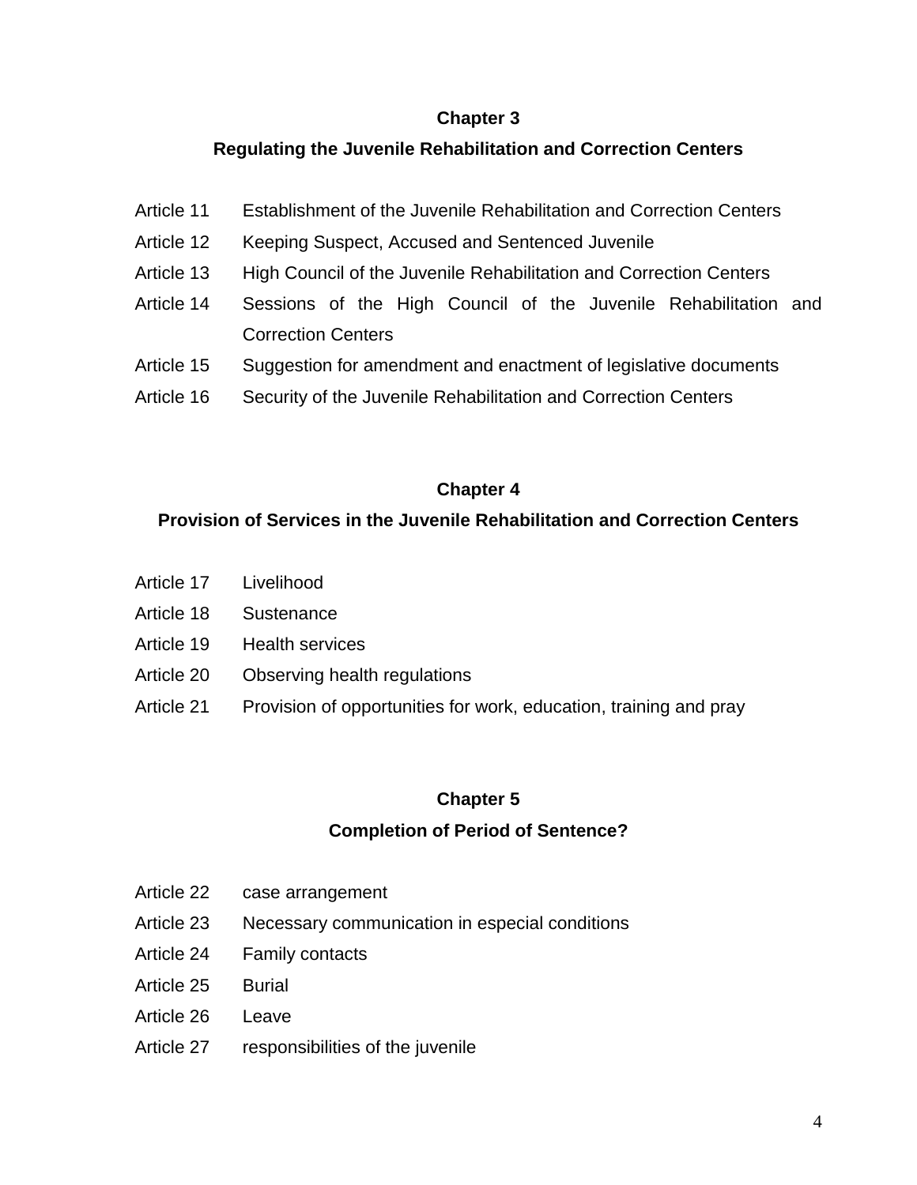## Chapter 3

## Regulating the Juvenile Rehabilitation and Correction Centers

| | |
|---|---|
| Article 11 | Establishment of the Juvenile Rehabilitation and Correction Centers |
| Article 12 | Keeping Suspect, Accused and Sentenced Juvenile |
| Article 13 | High Council of the Juvenile Rehabilitation and Correction Centers |
| Article 14 | Sessions of the High Council of the Juvenile Rehabilitation and Correction Centers |
| Article 15 | Suggestion for amendment and enactment of legislative documents |
| Article 16 | Security of the Juvenile Rehabilitation and Correction Centers |

## Chapter 4

## Provision of Services in the Juvenile Rehabilitation and Correction Centers

| | |
|---|---|
| Article 17 | Livelihood |
| Article 18 | Sustenance |
| Article 19 | Health services |
| Article 20 | Observing health regulations |
| Article 21 | Provision of opportunities for work, education, training and pray |

## Chapter 5

## Completion of Period of Sentence?

| | |
|---|---|
| Article 22 | case arrangement |
| Article 23 | Necessary communication in especial conditions |
| Article 24 | Family contacts |
| Article 25 | Burial |
| Article 26 | Leave |
| Article 27 | responsibilities of the juvenile |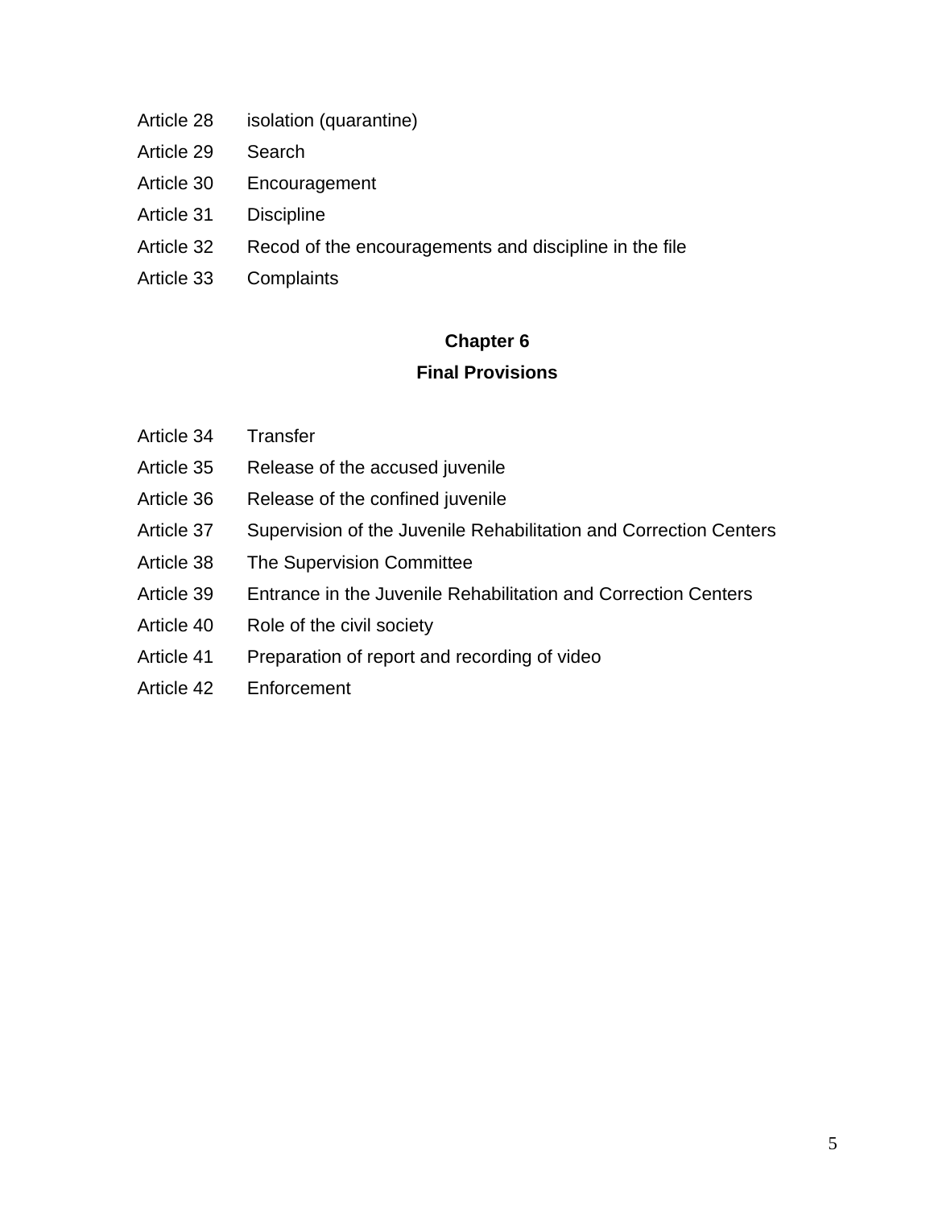Article 28 isolation (quarantine)

Article 29 Search

Article 30 Encouragement

Article 31 Discipline

Article 32 Recod of the encouragements and discipline in the file

Article 33 Complaints

## Chapter 6

## Final Provisions

Article 34 Transfer

Article 35 Release of the accused juvenile

Article 36 Release of the confined juvenile

Article 37 Supervision of the Juvenile Rehabilitation and Correction Centers

Article 38 The Supervision Committee

Article 39 Entrance in the Juvenile Rehabilitation and Correction Centers

Article 40 Role of the civil society

Article 41 Preparation of report and recording of video

Article 42 Enforcement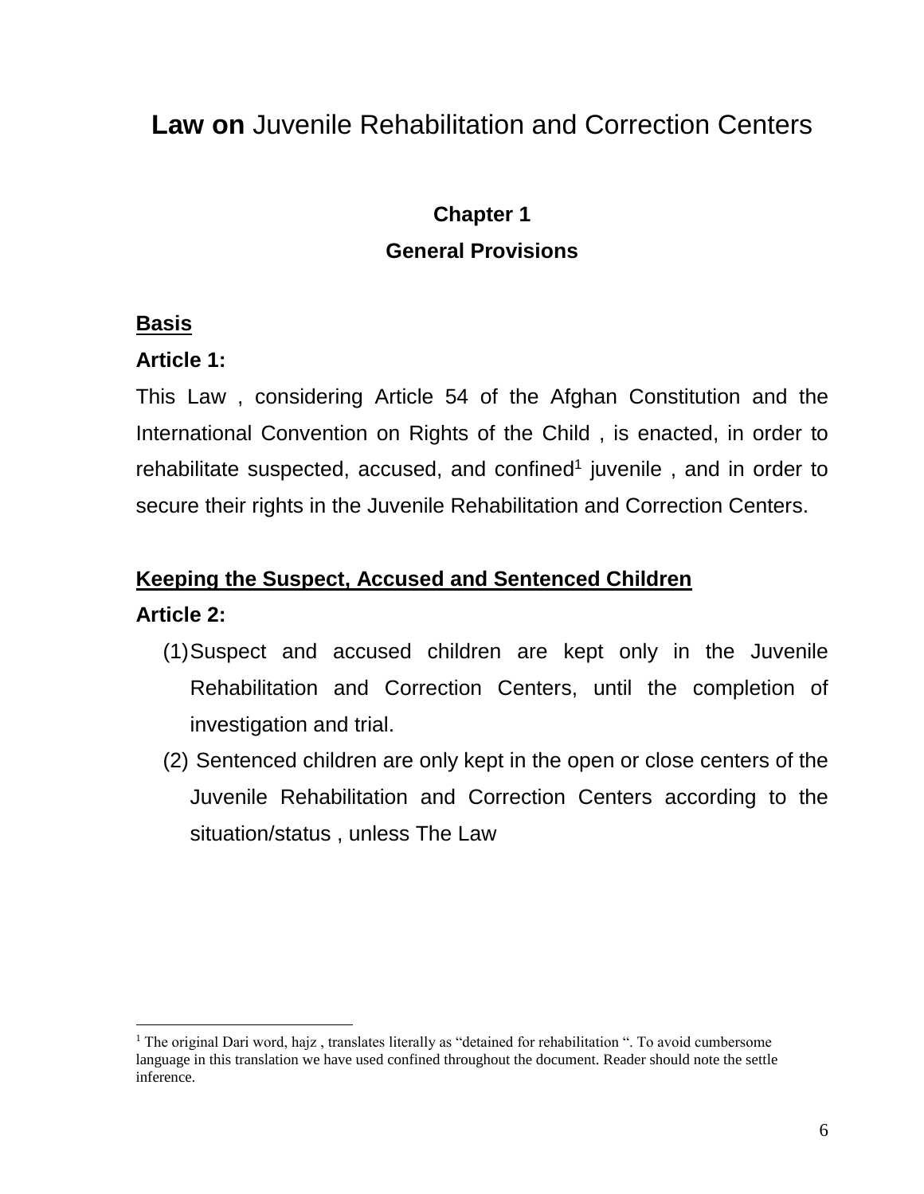# **Law on** Juvenile Rehabilitation and Correction Centers

## Chapter 1

## General Provisions

**Basis**

**Article 1:**

This Law , considering Article 54 of the Afghan Constitution and the International Convention on Rights of the Child , is enacted, in order to rehabilitate suspected, accused, and confined[1] juvenile , and in order to secure their rights in the Juvenile Rehabilitation and Correction Centers.

**Keeping the Suspect, Accused and Sentenced Children**

**Article 2:**

(1) Suspect and accused children are kept only in the Juvenile Rehabilitation and Correction Centers, until the completion of investigation and trial.

(2) Sentenced children are only kept in the open or close centers of the Juvenile Rehabilitation and Correction Centers according to the situation/status , unless The Law

---

[1] The original Dari word, hajz , translates literally as "detained for rehabilitation ". To avoid cumbersome language in this translation we have used confined throughout the document. Reader should note the settle inference.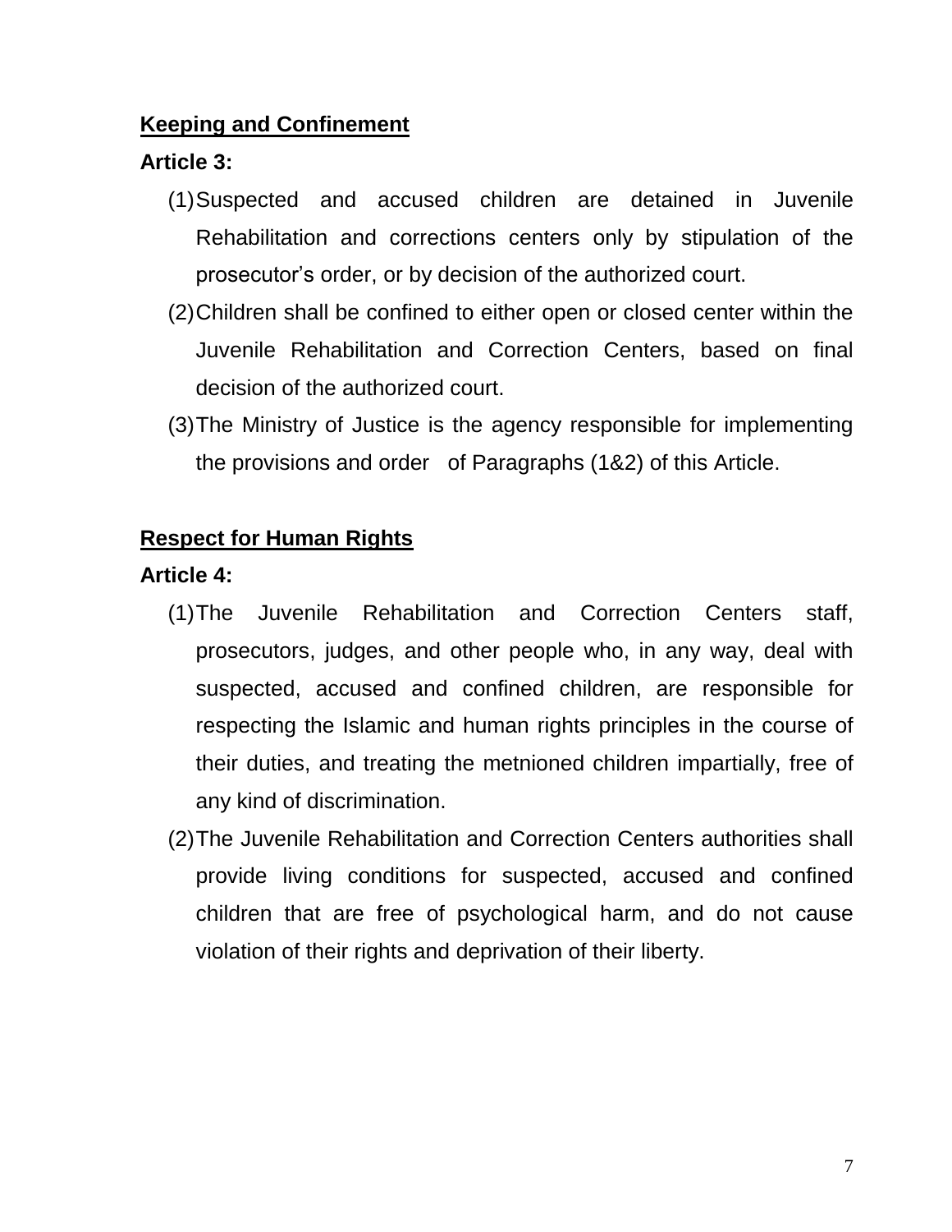**<u>Keeping and Confinement</u>**

**Article 3:**

(1) Suspected and accused children are detained in Juvenile Rehabilitation and corrections centers only by stipulation of the prosecutor's order, or by decision of the authorized court.

(2) Children shall be confined to either open or closed center within the Juvenile Rehabilitation and Correction Centers, based on final decision of the authorized court.

(3) The Ministry of Justice is the agency responsible for implementing the provisions and order of Paragraphs (1&2) of this Article.

**<u>Respect for Human Rights</u>**

**Article 4:**

(1) The Juvenile Rehabilitation and Correction Centers staff, prosecutors, judges, and other people who, in any way, deal with suspected, accused and confined children, are responsible for respecting the Islamic and human rights principles in the course of their duties, and treating the metnioned children impartially, free of any kind of discrimination.

(2) The Juvenile Rehabilitation and Correction Centers authorities shall provide living conditions for suspected, accused and confined children that are free of psychological harm, and do not cause violation of their rights and deprivation of their liberty.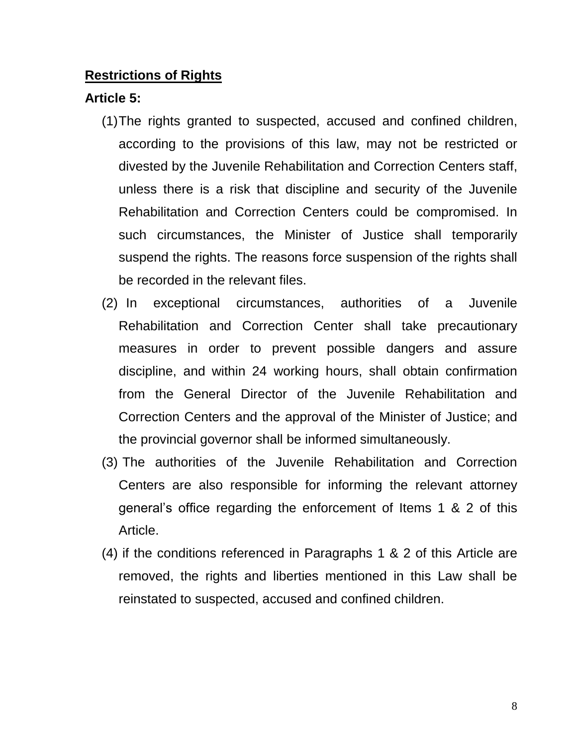**<u>Restrictions of Rights</u>**

**Article 5:**

(1) The rights granted to suspected, accused and confined children, according to the provisions of this law, may not be restricted or divested by the Juvenile Rehabilitation and Correction Centers staff, unless there is a risk that discipline and security of the Juvenile Rehabilitation and Correction Centers could be compromised. In such circumstances, the Minister of Justice shall temporarily suspend the rights. The reasons force suspension of the rights shall be recorded in the relevant files.

(2) In exceptional circumstances, authorities of a Juvenile Rehabilitation and Correction Center shall take precautionary measures in order to prevent possible dangers and assure discipline, and within 24 working hours, shall obtain confirmation from the General Director of the Juvenile Rehabilitation and Correction Centers and the approval of the Minister of Justice; and the provincial governor shall be informed simultaneously.

(3) The authorities of the Juvenile Rehabilitation and Correction Centers are also responsible for informing the relevant attorney general's office regarding the enforcement of Items 1 & 2 of this Article.

(4) if the conditions referenced in Paragraphs 1 & 2 of this Article are removed, the rights and liberties mentioned in this Law shall be reinstated to suspected, accused and confined children.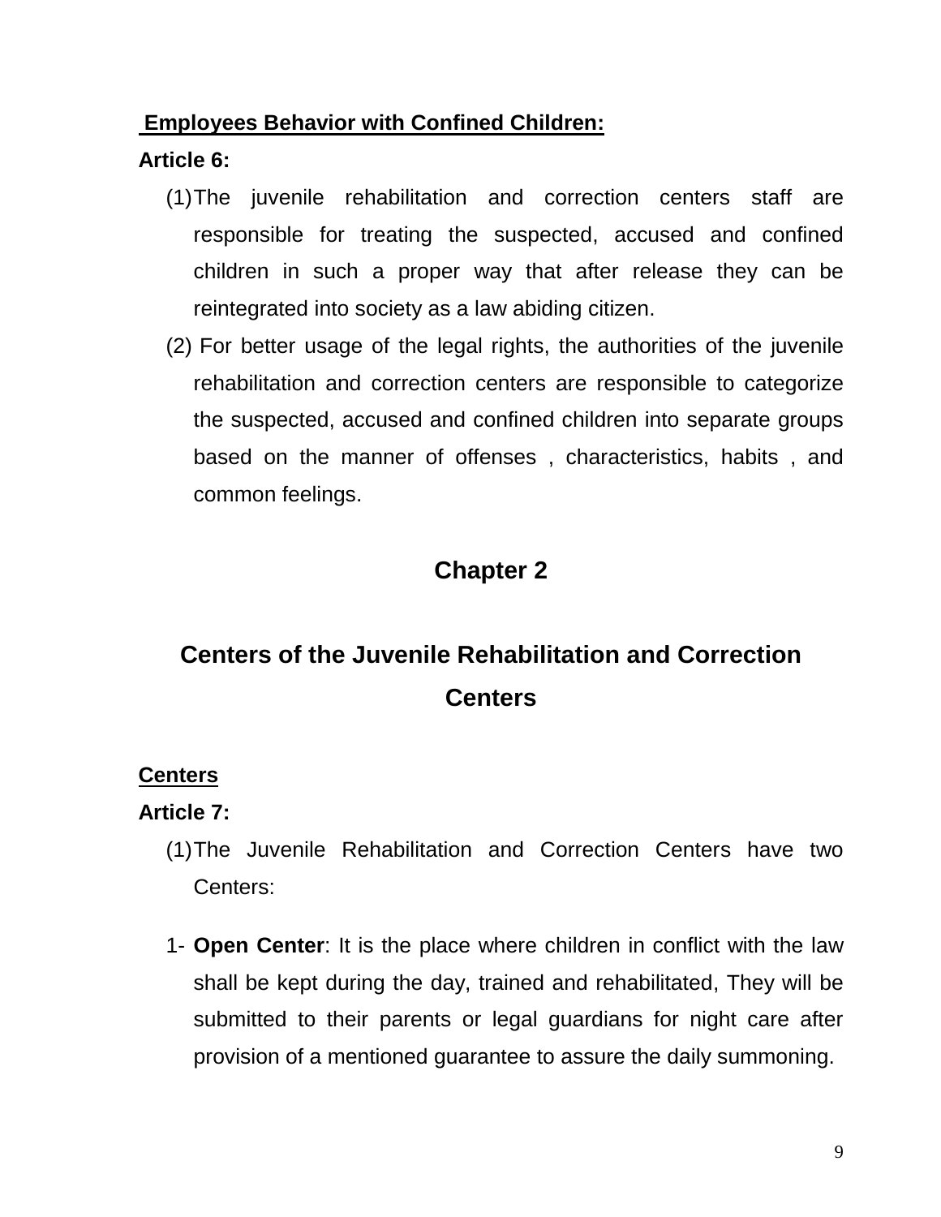**Employees Behavior with Confined Children:**

**Article 6:**

(1) The juvenile rehabilitation and correction centers staff are responsible for treating the suspected, accused and confined children in such a proper way that after release they can be reintegrated into society as a law abiding citizen.

(2) For better usage of the legal rights, the authorities of the juvenile rehabilitation and correction centers are responsible to categorize the suspected, accused and confined children into separate groups based on the manner of offenses , characteristics, habits , and common feelings.

## Chapter 2

## Centers of the Juvenile Rehabilitation and Correction Centers

**Centers**

**Article 7:**

(1) The Juvenile Rehabilitation and Correction Centers have two Centers:

1- **Open Center**: It is the place where children in conflict with the law shall be kept during the day, trained and rehabilitated, They will be submitted to their parents or legal guardians for night care after provision of a mentioned guarantee to assure the daily summoning.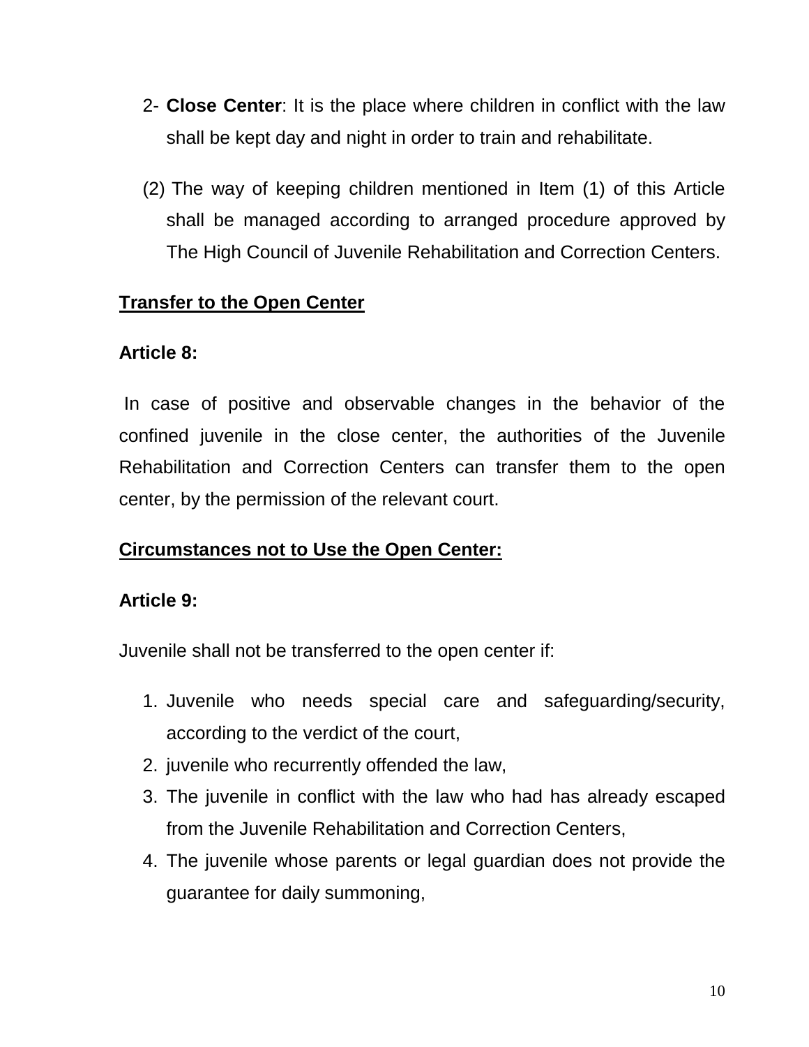2- **Close Center**: It is the place where children in conflict with the law shall be kept day and night in order to train and rehabilitate.

(2) The way of keeping children mentioned in Item (1) of this Article shall be managed according to arranged procedure approved by The High Council of Juvenile Rehabilitation and Correction Centers.

**Transfer to the Open Center**

**Article 8:**

In case of positive and observable changes in the behavior of the confined juvenile in the close center, the authorities of the Juvenile Rehabilitation and Correction Centers can transfer them to the open center, by the permission of the relevant court.

**Circumstances not to Use the Open Center:**

**Article 9:**

Juvenile shall not be transferred to the open center if:

1. Juvenile who needs special care and safeguarding/security, according to the verdict of the court,
2. juvenile who recurrently offended the law,
3. The juvenile in conflict with the law who had has already escaped from the Juvenile Rehabilitation and Correction Centers,
4. The juvenile whose parents or legal guardian does not provide the guarantee for daily summoning,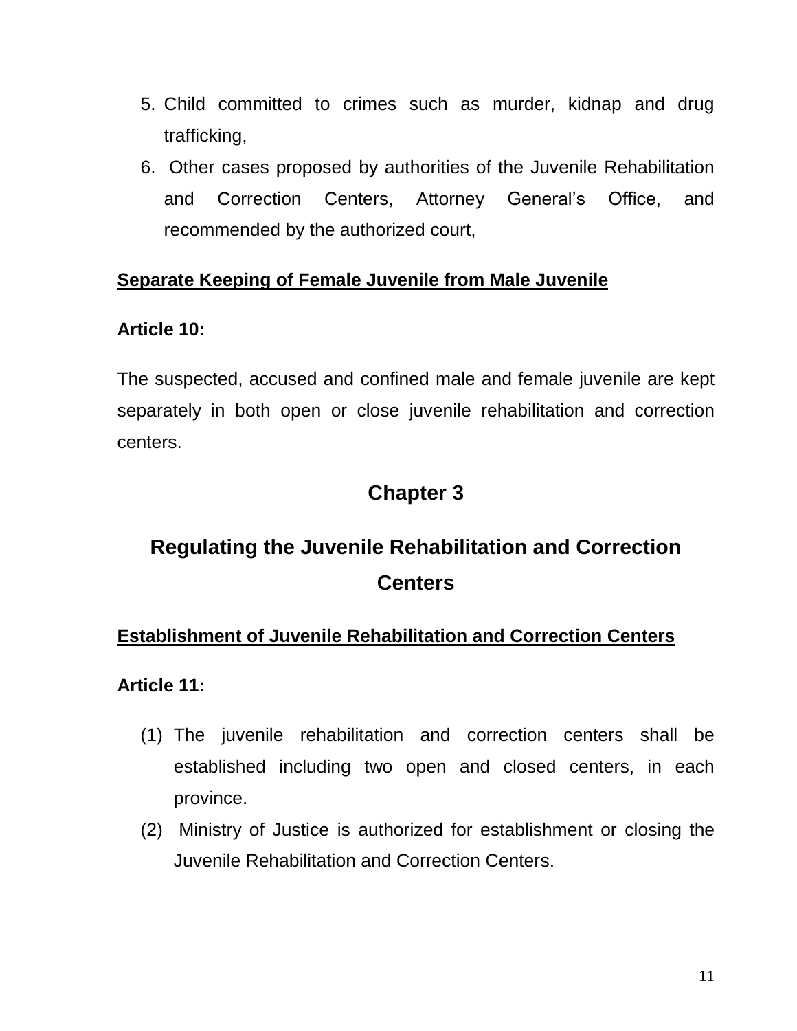5. Child committed to crimes such as murder, kidnap and drug trafficking,
6. Other cases proposed by authorities of the Juvenile Rehabilitation and Correction Centers, Attorney General's Office, and recommended by the authorized court,

**<u>Separate Keeping of Female Juvenile from Male Juvenile</u>**

**Article 10:**

The suspected, accused and confined male and female juvenile are kept separately in both open or close juvenile rehabilitation and correction centers.

## Chapter 3

## Regulating the Juvenile Rehabilitation and Correction Centers

**<u>Establishment of Juvenile Rehabilitation and Correction Centers</u>**

**Article 11:**

(1) The juvenile rehabilitation and correction centers shall be established including two open and closed centers, in each province.

(2) Ministry of Justice is authorized for establishment or closing the Juvenile Rehabilitation and Correction Centers.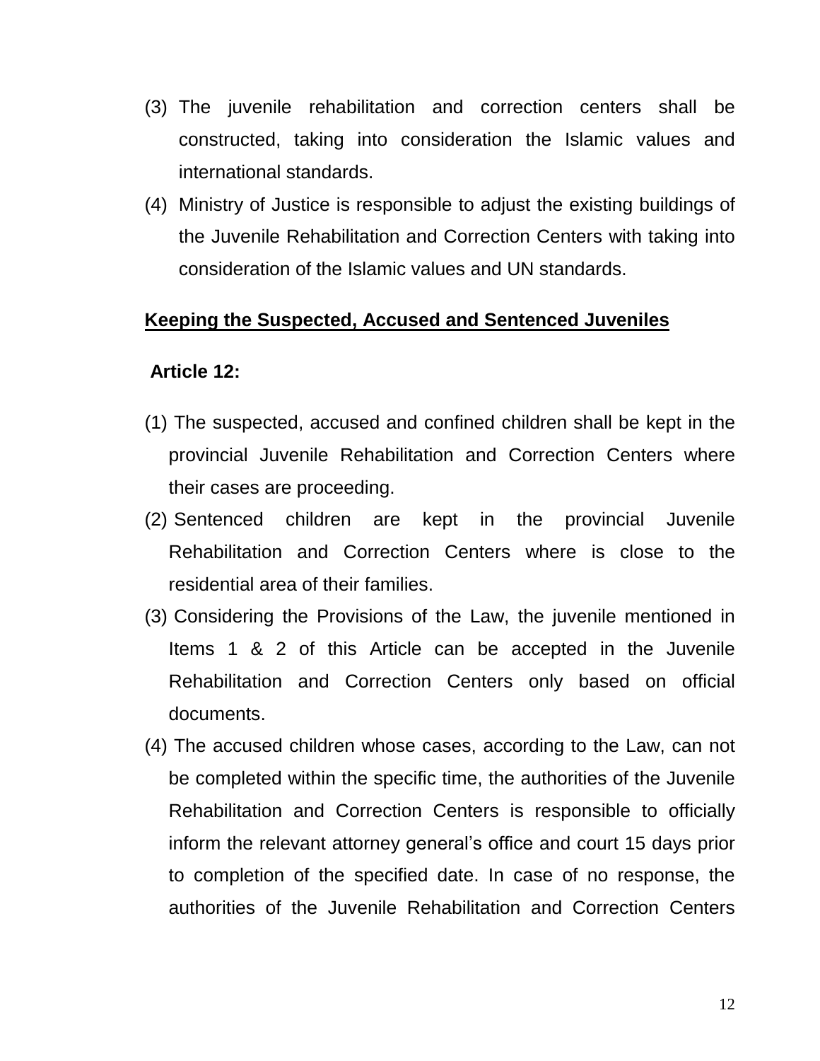(3) The juvenile rehabilitation and correction centers shall be constructed, taking into consideration the Islamic values and international standards.

(4) Ministry of Justice is responsible to adjust the existing buildings of the Juvenile Rehabilitation and Correction Centers with taking into consideration of the Islamic values and UN standards.

**<u>Keeping the Suspected, Accused and Sentenced Juveniles</u>**

**Article 12:**

(1) The suspected, accused and confined children shall be kept in the provincial Juvenile Rehabilitation and Correction Centers where their cases are proceeding.

(2) Sentenced children are kept in the provincial Juvenile Rehabilitation and Correction Centers where is close to the residential area of their families.

(3) Considering the Provisions of the Law, the juvenile mentioned in Items 1 & 2 of this Article can be accepted in the Juvenile Rehabilitation and Correction Centers only based on official documents.

(4) The accused children whose cases, according to the Law, can not be completed within the specific time, the authorities of the Juvenile Rehabilitation and Correction Centers is responsible to officially inform the relevant attorney general's office and court 15 days prior to completion of the specified date. In case of no response, the authorities of the Juvenile Rehabilitation and Correction Centers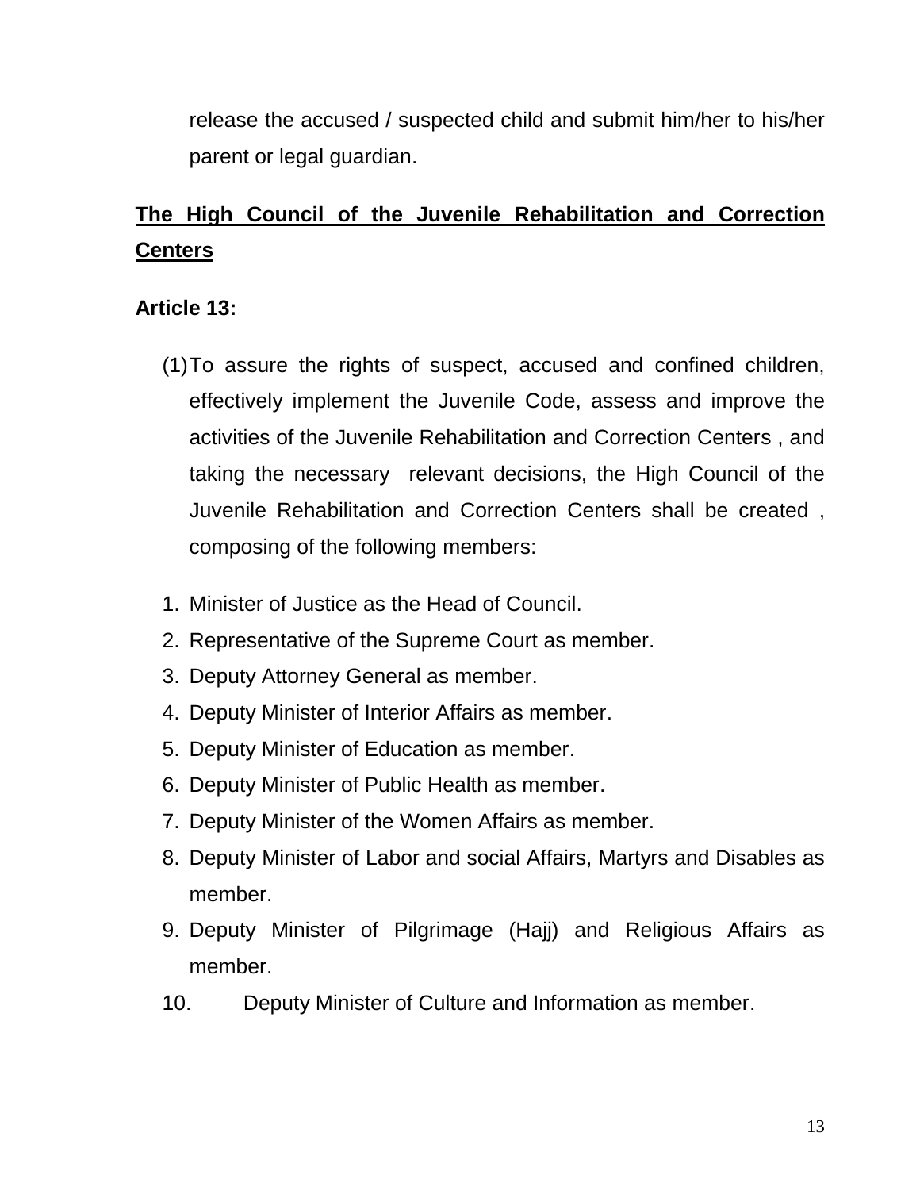release the accused / suspected child and submit him/her to his/her parent or legal guardian.

## The High Council of the Juvenile Rehabilitation and Correction Centers

### Article 13:

(1) To assure the rights of suspect, accused and confined children, effectively implement the Juvenile Code, assess and improve the activities of the Juvenile Rehabilitation and Correction Centers , and taking the necessary relevant decisions, the High Council of the Juvenile Rehabilitation and Correction Centers shall be created , composing of the following members:

1. Minister of Justice as the Head of Council.
2. Representative of the Supreme Court as member.
3. Deputy Attorney General as member.
4. Deputy Minister of Interior Affairs as member.
5. Deputy Minister of Education as member.
6. Deputy Minister of Public Health as member.
7. Deputy Minister of the Women Affairs as member.
8. Deputy Minister of Labor and social Affairs, Martyrs and Disables as member.
9. Deputy Minister of Pilgrimage (Hajj) and Religious Affairs as member.
10. Deputy Minister of Culture and Information as member.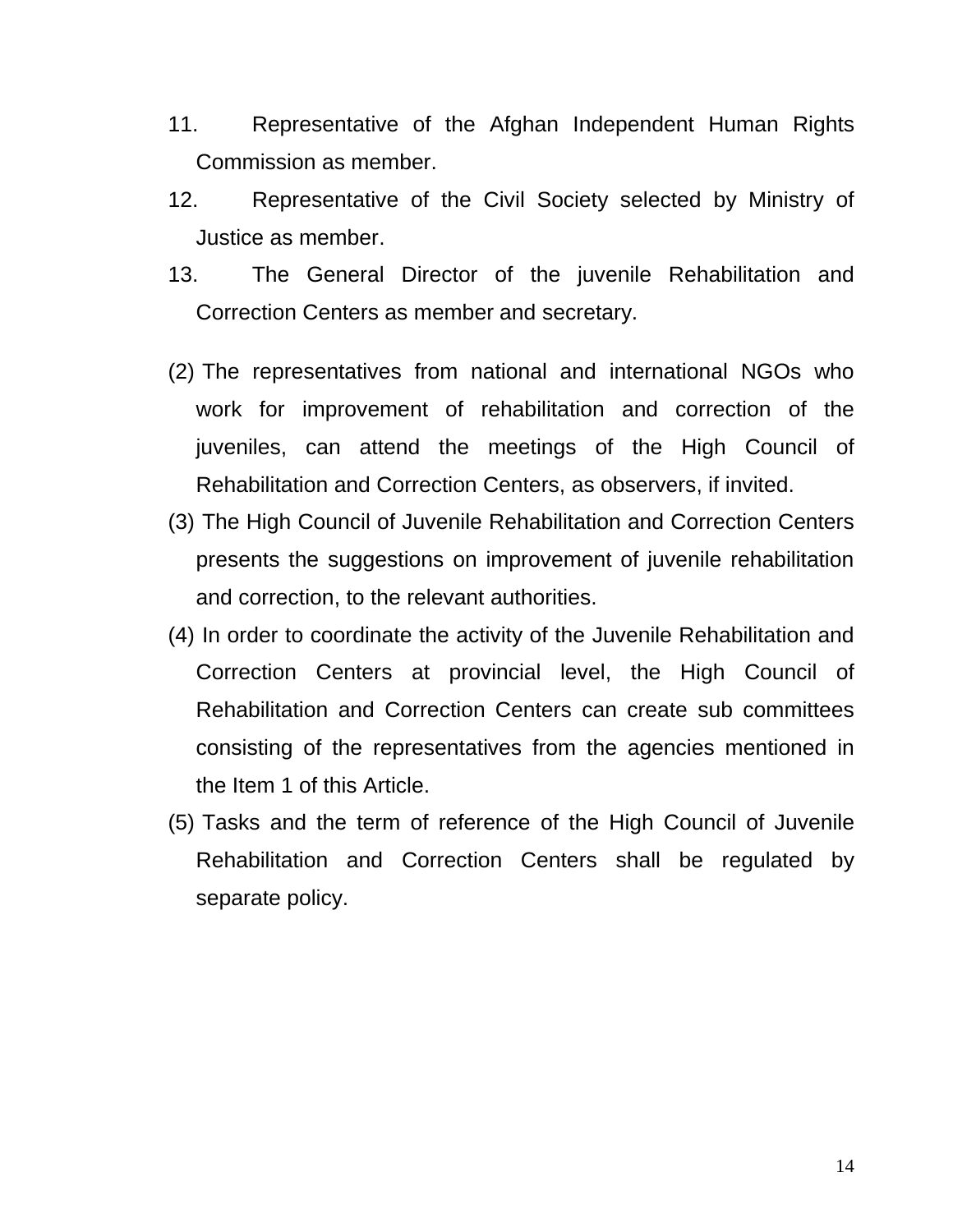11. Representative of the Afghan Independent Human Rights Commission as member.
12. Representative of the Civil Society selected by Ministry of Justice as member.
13. The General Director of the juvenile Rehabilitation and Correction Centers as member and secretary.

(2) The representatives from national and international NGOs who work for improvement of rehabilitation and correction of the juveniles, can attend the meetings of the High Council of Rehabilitation and Correction Centers, as observers, if invited.

(3) The High Council of Juvenile Rehabilitation and Correction Centers presents the suggestions on improvement of juvenile rehabilitation and correction, to the relevant authorities.

(4) In order to coordinate the activity of the Juvenile Rehabilitation and Correction Centers at provincial level, the High Council of Rehabilitation and Correction Centers can create sub committees consisting of the representatives from the agencies mentioned in the Item 1 of this Article.

(5) Tasks and the term of reference of the High Council of Juvenile Rehabilitation and Correction Centers shall be regulated by separate policy.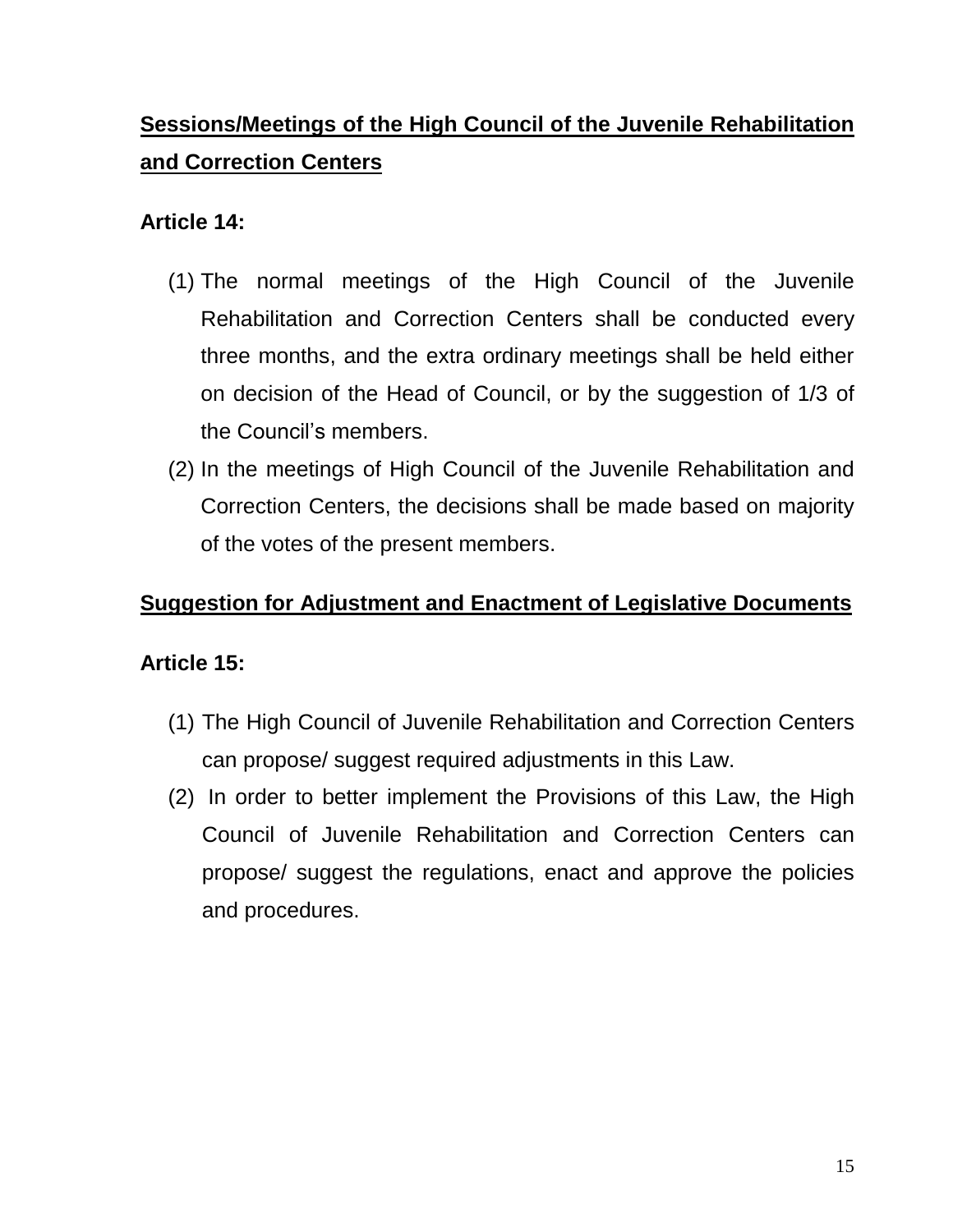**<u>Sessions/Meetings of the High Council of the Juvenile Rehabilitation and Correction Centers</u>**

**Article 14:**

(1) The normal meetings of the High Council of the Juvenile Rehabilitation and Correction Centers shall be conducted every three months, and the extra ordinary meetings shall be held either on decision of the Head of Council, or by the suggestion of 1/3 of the Council's members.

(2) In the meetings of High Council of the Juvenile Rehabilitation and Correction Centers, the decisions shall be made based on majority of the votes of the present members.

**<u>Suggestion for Adjustment and Enactment of Legislative Documents</u>**

**Article 15:**

(1) The High Council of Juvenile Rehabilitation and Correction Centers can propose/ suggest required adjustments in this Law.

(2) In order to better implement the Provisions of this Law, the High Council of Juvenile Rehabilitation and Correction Centers can propose/ suggest the regulations, enact and approve the policies and procedures.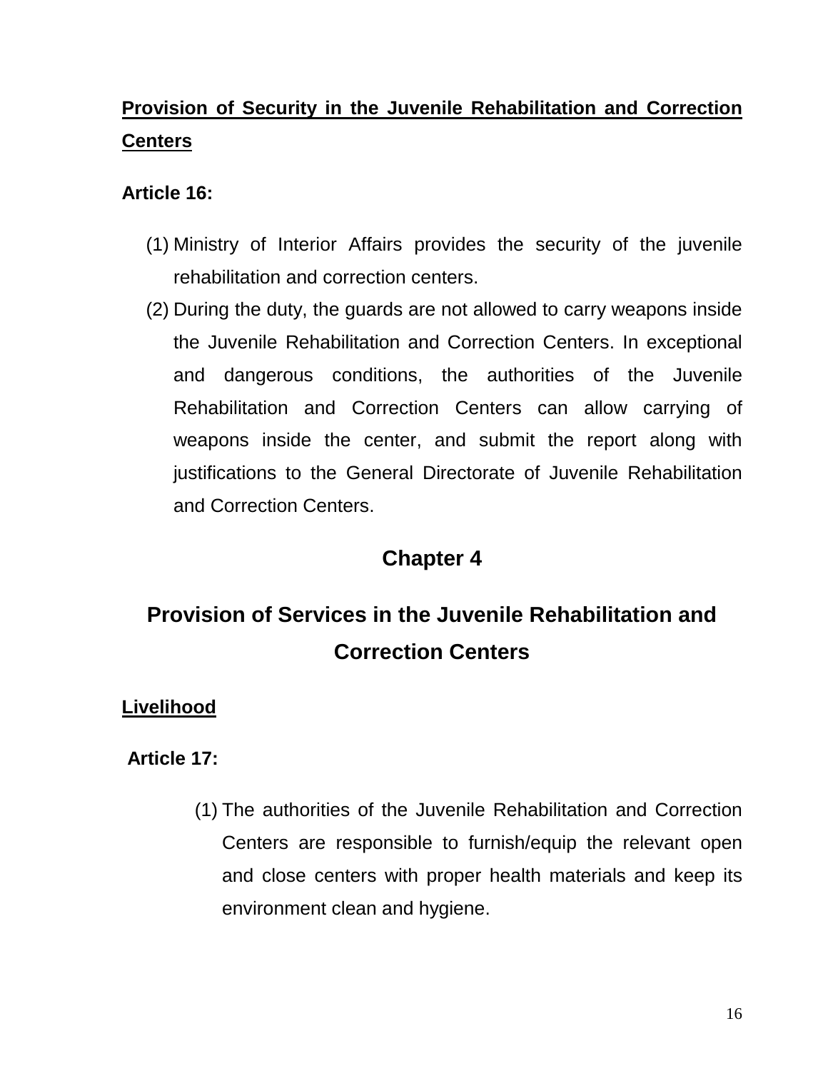**<u>Provision of Security in the Juvenile Rehabilitation and Correction Centers</u>**

**Article 16:**

(1) Ministry of Interior Affairs provides the security of the juvenile rehabilitation and correction centers.
(2) During the duty, the guards are not allowed to carry weapons inside the Juvenile Rehabilitation and Correction Centers. In exceptional and dangerous conditions, the authorities of the Juvenile Rehabilitation and Correction Centers can allow carrying of weapons inside the center, and submit the report along with justifications to the General Directorate of Juvenile Rehabilitation and Correction Centers.

## Chapter 4

## Provision of Services in the Juvenile Rehabilitation and Correction Centers

**<u>Livelihood</u>**

**Article 17:**

(1) The authorities of the Juvenile Rehabilitation and Correction Centers are responsible to furnish/equip the relevant open and close centers with proper health materials and keep its environment clean and hygiene.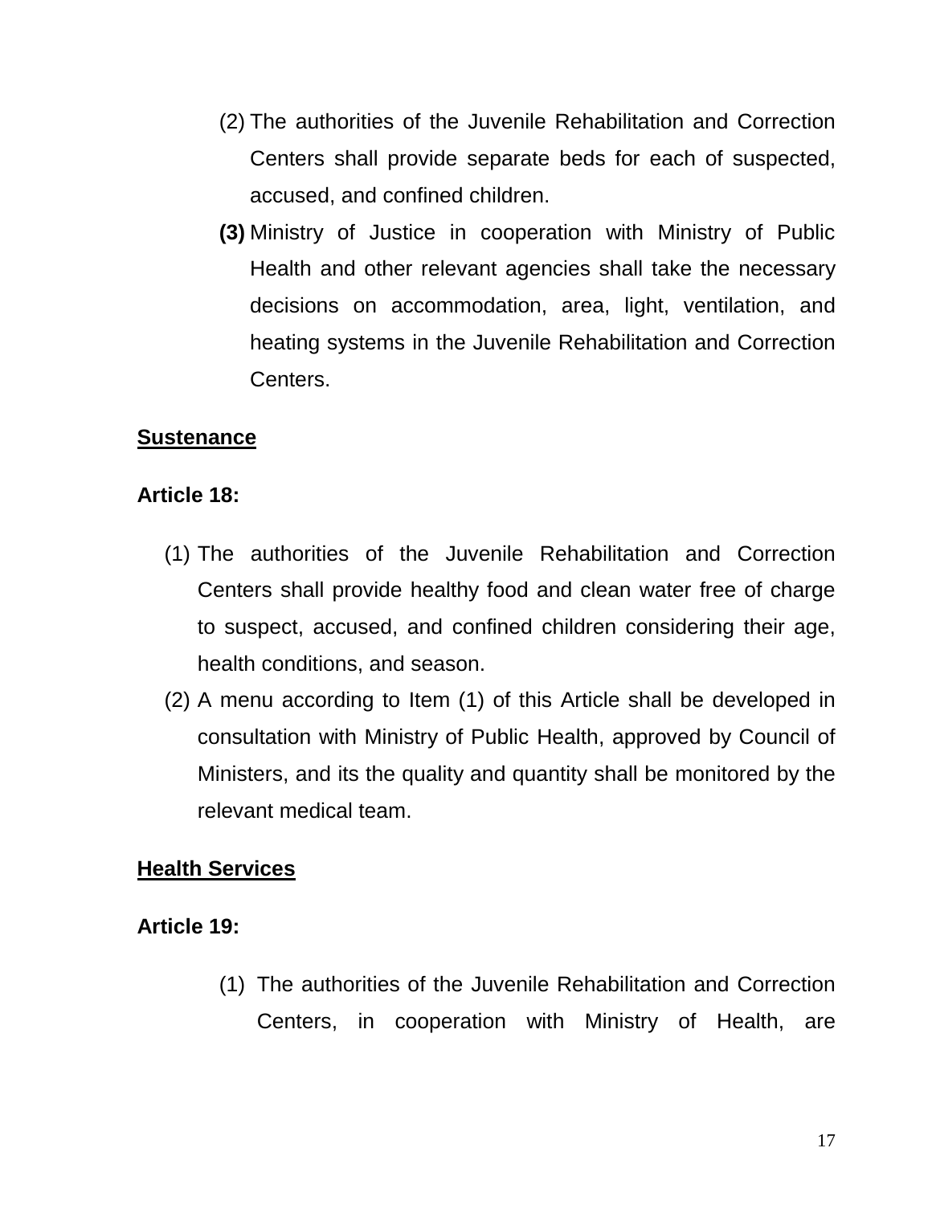(2) The authorities of the Juvenile Rehabilitation and Correction Centers shall provide separate beds for each of suspected, accused, and confined children.

**(3)** Ministry of Justice in cooperation with Ministry of Public Health and other relevant agencies shall take the necessary decisions on accommodation, area, light, ventilation, and heating systems in the Juvenile Rehabilitation and Correction Centers.

**<u>Sustenance</u>**

**Article 18:**

(1) The authorities of the Juvenile Rehabilitation and Correction Centers shall provide healthy food and clean water free of charge to suspect, accused, and confined children considering their age, health conditions, and season.

(2) A menu according to Item (1) of this Article shall be developed in consultation with Ministry of Public Health, approved by Council of Ministers, and its the quality and quantity shall be monitored by the relevant medical team.

**<u>Health Services</u>**

**Article 19:**

(1) The authorities of the Juvenile Rehabilitation and Correction Centers, in cooperation with Ministry of Health, are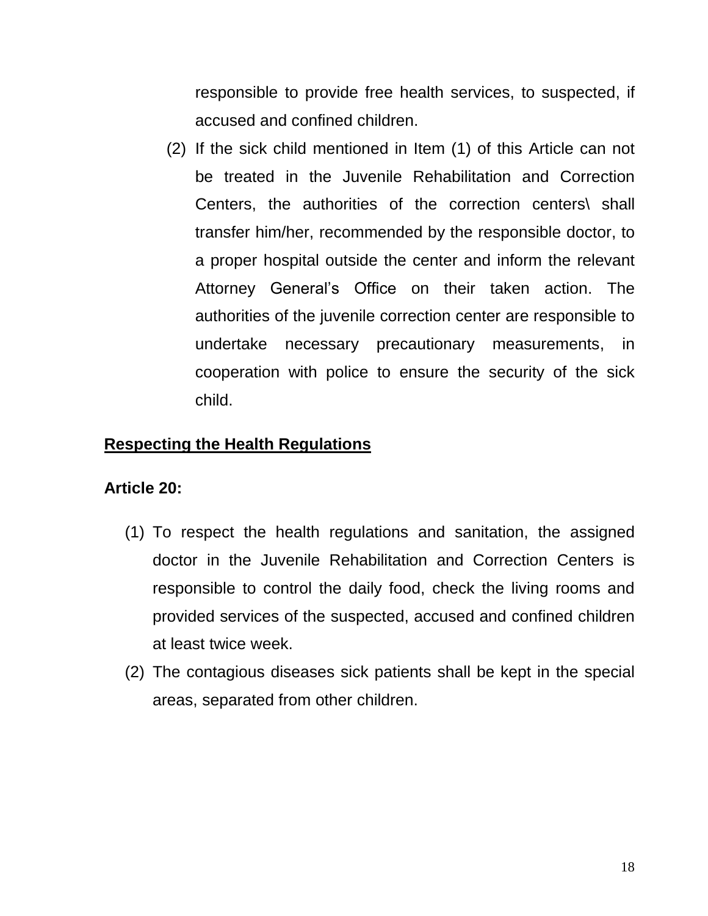responsible to provide free health services, to suspected, if accused and confined children.

(2) If the sick child mentioned in Item (1) of this Article can not be treated in the Juvenile Rehabilitation and Correction Centers, the authorities of the correction centers\ shall transfer him/her, recommended by the responsible doctor, to a proper hospital outside the center and inform the relevant Attorney General's Office on their taken action. The authorities of the juvenile correction center are responsible to undertake necessary precautionary measurements, in cooperation with police to ensure the security of the sick child.

**Respecting the Health Regulations**

**Article 20:**

(1) To respect the health regulations and sanitation, the assigned doctor in the Juvenile Rehabilitation and Correction Centers is responsible to control the daily food, check the living rooms and provided services of the suspected, accused and confined children at least twice week.

(2) The contagious diseases sick patients shall be kept in the special areas, separated from other children.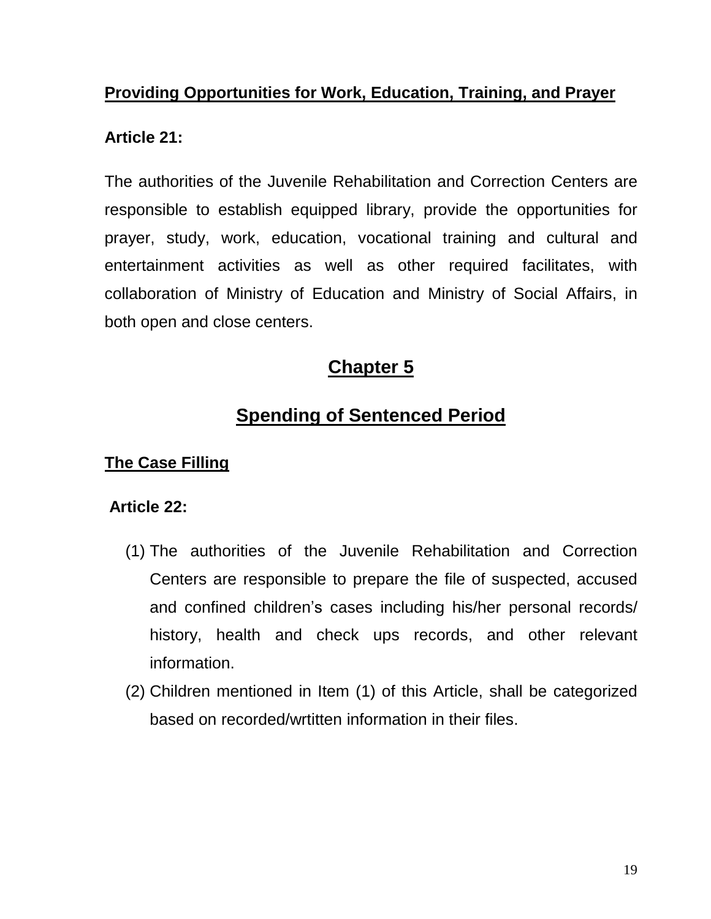**Providing Opportunities for Work, Education, Training, and Prayer**

**Article 21:**

The authorities of the Juvenile Rehabilitation and Correction Centers are responsible to establish equipped library, provide the opportunities for prayer, study, work, education, vocational training and cultural and entertainment activities as well as other required facilitates, with collaboration of Ministry of Education and Ministry of Social Affairs, in both open and close centers.

# Chapter 5

## Spending of Sentenced Period

**The Case Filling**

**Article 22:**

(1) The authorities of the Juvenile Rehabilitation and Correction Centers are responsible to prepare the file of suspected, accused and confined children's cases including his/her personal records/ history, health and check ups records, and other relevant information.

(2) Children mentioned in Item (1) of this Article, shall be categorized based on recorded/wrtitten information in their files.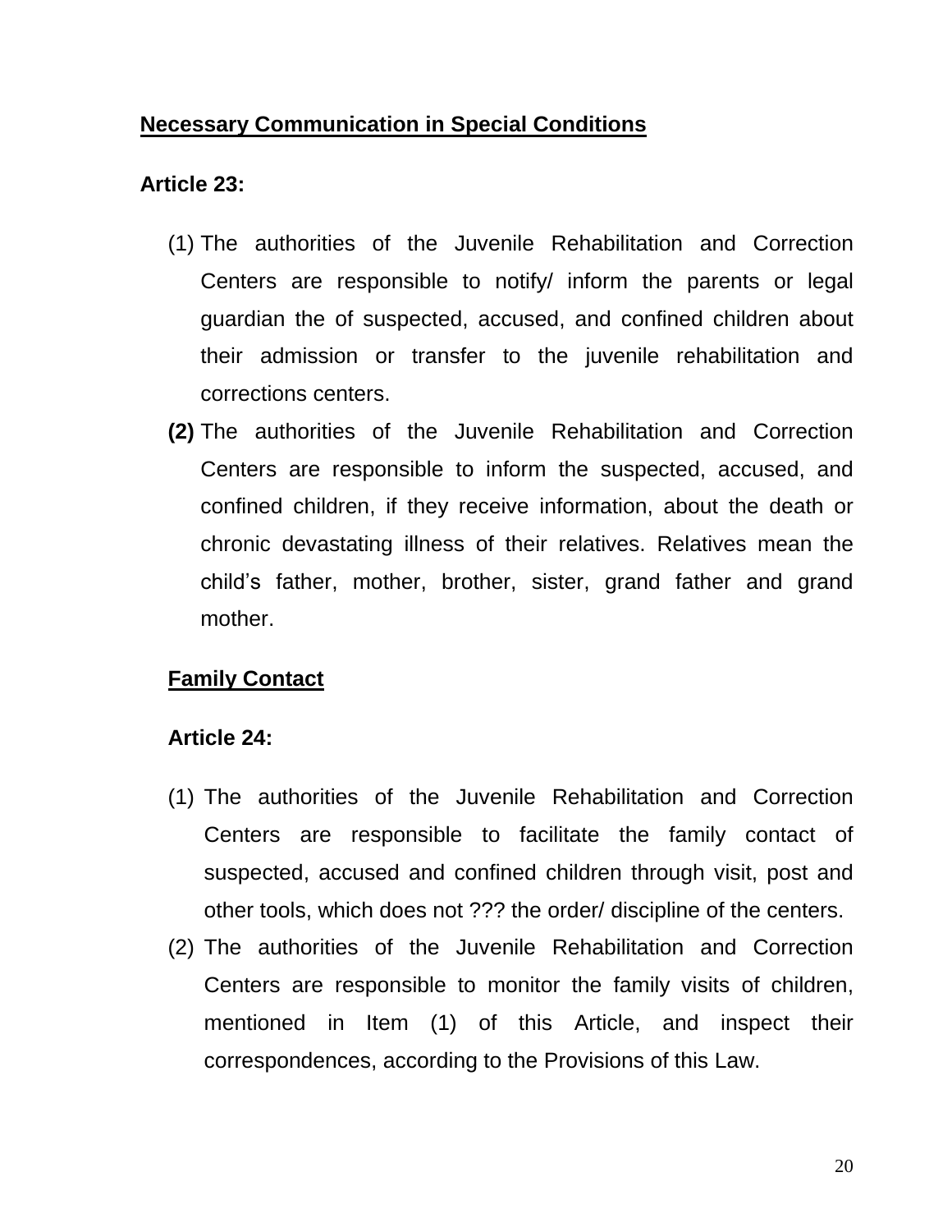**<u>Necessary Communication in Special Conditions</u>**

**Article 23:**

(1) The authorities of the Juvenile Rehabilitation and Correction Centers are responsible to notify/ inform the parents or legal guardian the of suspected, accused, and confined children about their admission or transfer to the juvenile rehabilitation and corrections centers.

**(2)** The authorities of the Juvenile Rehabilitation and Correction Centers are responsible to inform the suspected, accused, and confined children, if they receive information, about the death or chronic devastating illness of their relatives. Relatives mean the child's father, mother, brother, sister, grand father and grand mother.

**<u>Family Contact</u>**

**Article 24:**

(1) The authorities of the Juvenile Rehabilitation and Correction Centers are responsible to facilitate the family contact of suspected, accused and confined children through visit, post and other tools, which does not ??? the order/ discipline of the centers.

(2) The authorities of the Juvenile Rehabilitation and Correction Centers are responsible to monitor the family visits of children, mentioned in Item (1) of this Article, and inspect their correspondences, according to the Provisions of this Law.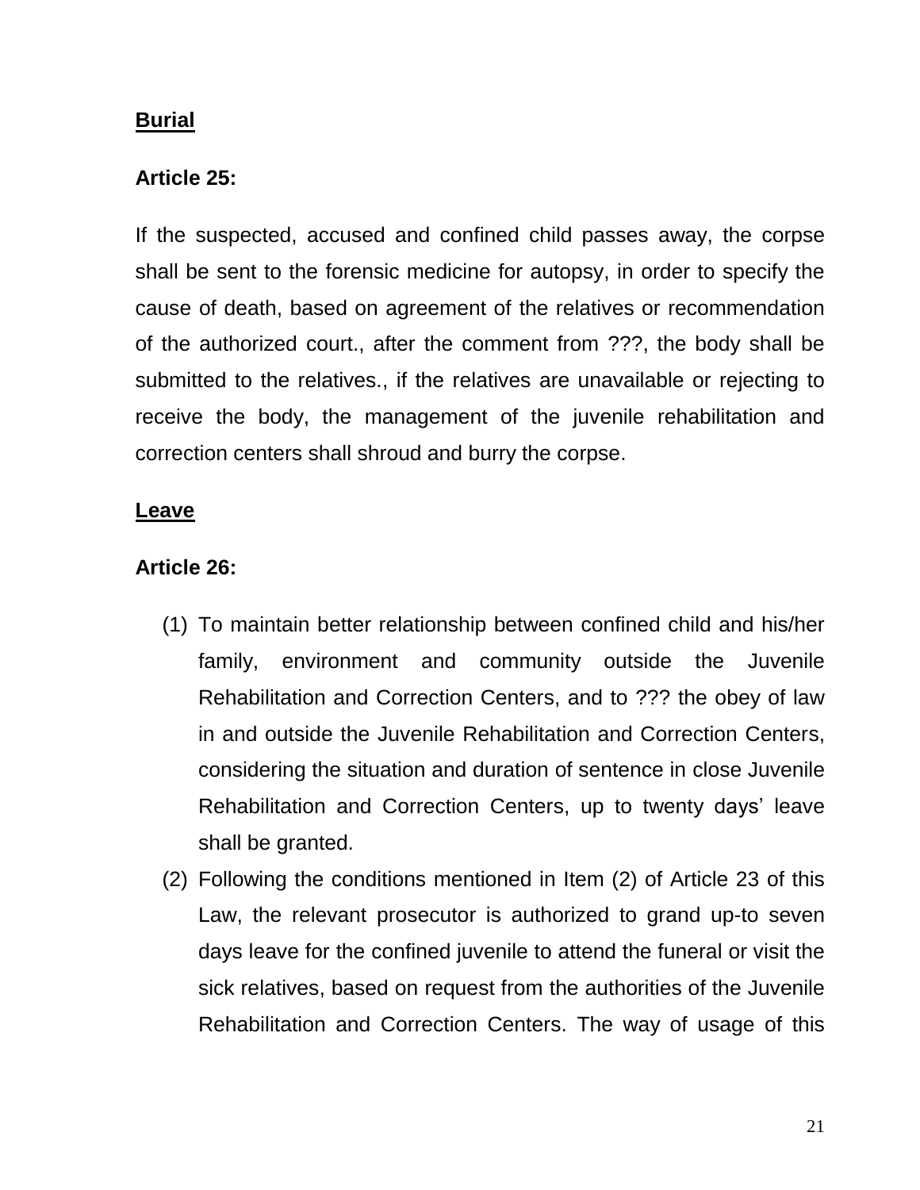**Burial**

**Article 25:**

If the suspected, accused and confined child passes away, the corpse shall be sent to the forensic medicine for autopsy, in order to specify the cause of death, based on agreement of the relatives or recommendation of the authorized court., after the comment from ???, the body shall be submitted to the relatives., if the relatives are unavailable or rejecting to receive the body, the management of the juvenile rehabilitation and correction centers shall shroud and burry the corpse.

**Leave**

**Article 26:**

(1) To maintain better relationship between confined child and his/her family, environment and community outside the Juvenile Rehabilitation and Correction Centers, and to ??? the obey of law in and outside the Juvenile Rehabilitation and Correction Centers, considering the situation and duration of sentence in close Juvenile Rehabilitation and Correction Centers, up to twenty days' leave shall be granted.

(2) Following the conditions mentioned in Item (2) of Article 23 of this Law, the relevant prosecutor is authorized to grand up-to seven days leave for the confined juvenile to attend the funeral or visit the sick relatives, based on request from the authorities of the Juvenile Rehabilitation and Correction Centers. The way of usage of this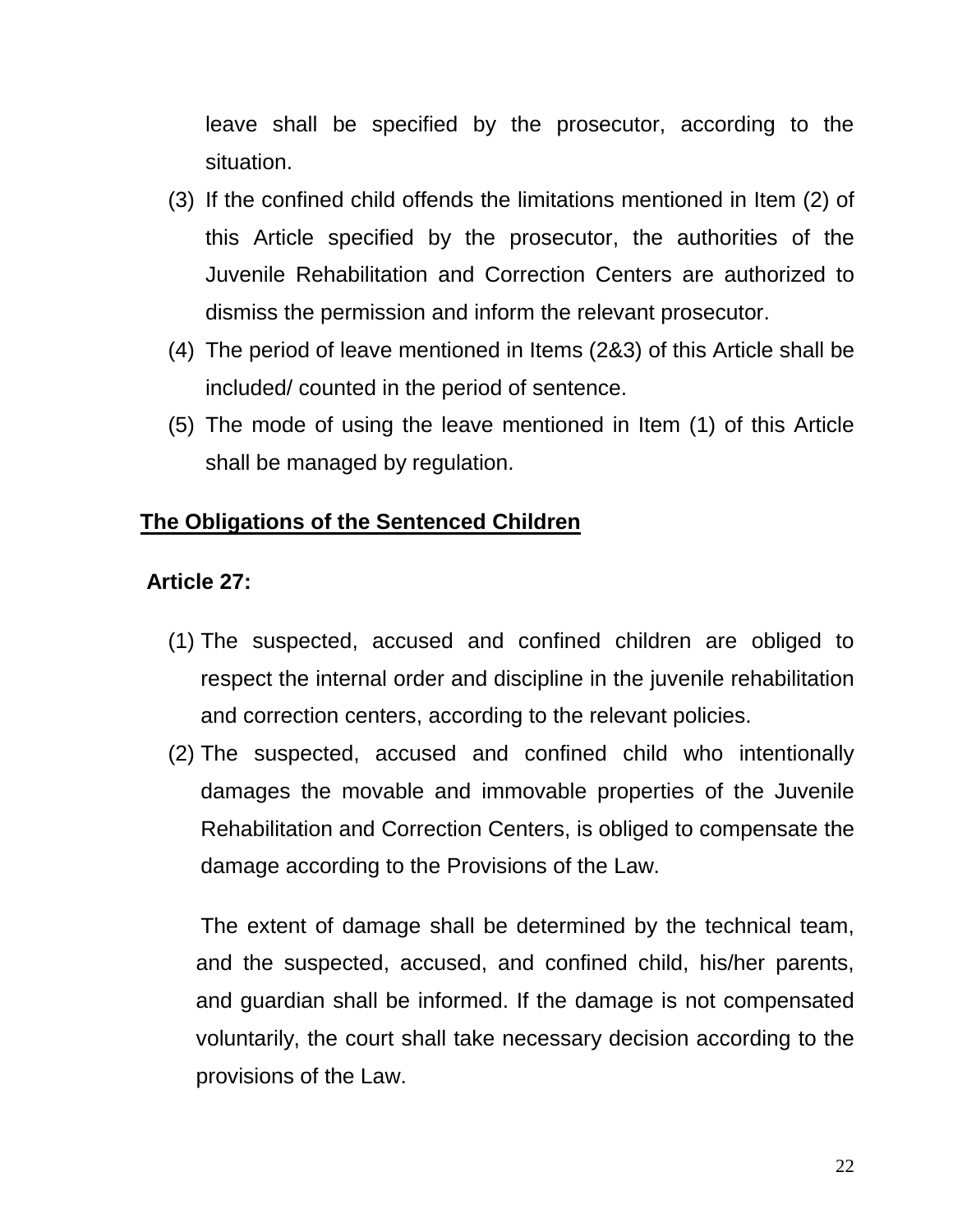leave shall be specified by the prosecutor, according to the situation.

(3) If the confined child offends the limitations mentioned in Item (2) of this Article specified by the prosecutor, the authorities of the Juvenile Rehabilitation and Correction Centers are authorized to dismiss the permission and inform the relevant prosecutor.

(4) The period of leave mentioned in Items (2&3) of this Article shall be included/ counted in the period of sentence.

(5) The mode of using the leave mentioned in Item (1) of this Article shall be managed by regulation.

**<u>The Obligations of the Sentenced Children</u>**

**Article 27:**

(1) The suspected, accused and confined children are obliged to respect the internal order and discipline in the juvenile rehabilitation and correction centers, according to the relevant policies.

(2) The suspected, accused and confined child who intentionally damages the movable and immovable properties of the Juvenile Rehabilitation and Correction Centers, is obliged to compensate the damage according to the Provisions of the Law.

The extent of damage shall be determined by the technical team, and the suspected, accused, and confined child, his/her parents, and guardian shall be informed. If the damage is not compensated voluntarily, the court shall take necessary decision according to the provisions of the Law.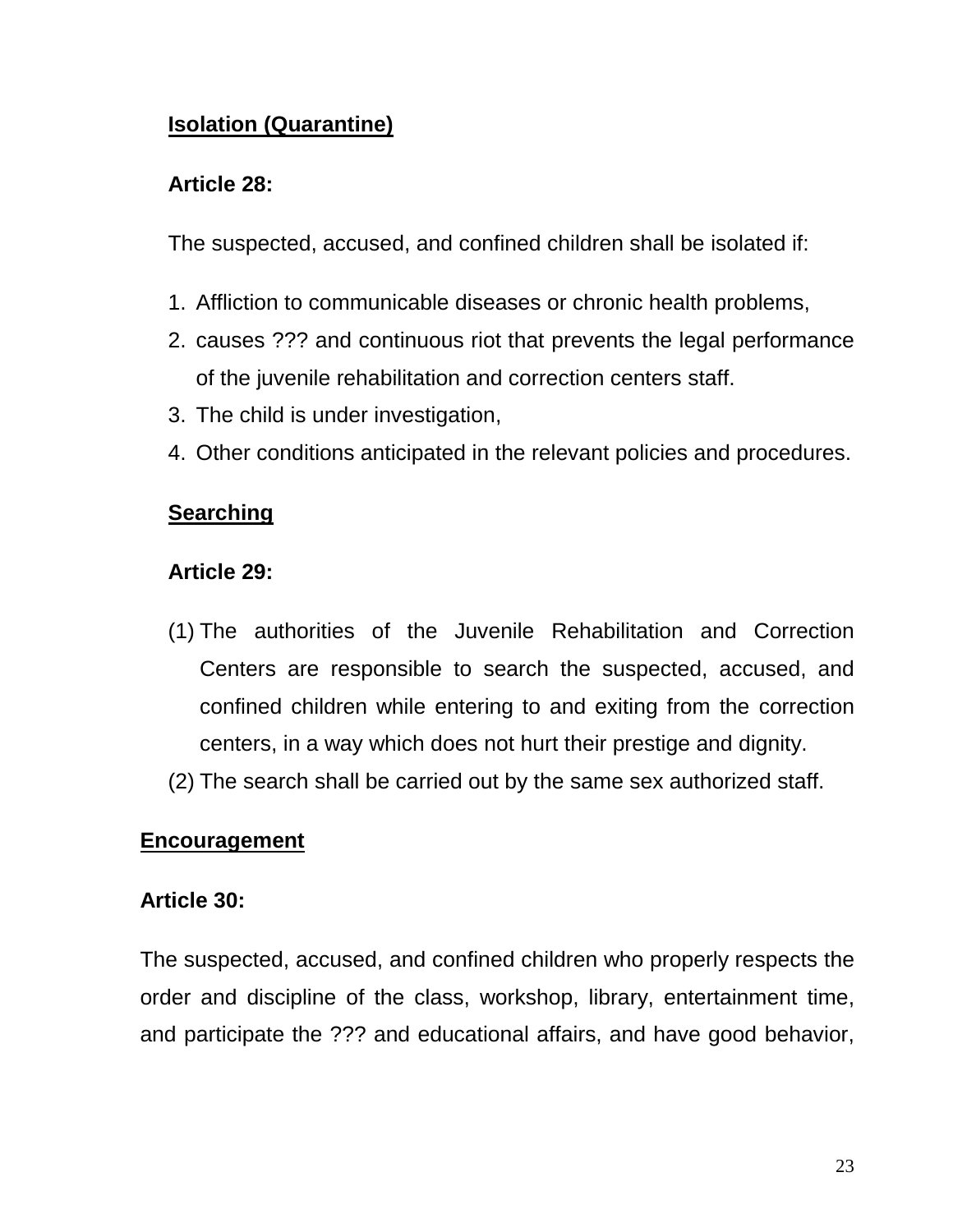**Isolation (Quarantine)**

**Article 28:**

The suspected, accused, and confined children shall be isolated if:

1. Affliction to communicable diseases or chronic health problems,
2. causes ??? and continuous riot that prevents the legal performance of the juvenile rehabilitation and correction centers staff.
3. The child is under investigation,
4. Other conditions anticipated in the relevant policies and procedures.

**Searching**

**Article 29:**

(1) The authorities of the Juvenile Rehabilitation and Correction Centers are responsible to search the suspected, accused, and confined children while entering to and exiting from the correction centers, in a way which does not hurt their prestige and dignity.

(2) The search shall be carried out by the same sex authorized staff.

**Encouragement**

**Article 30:**

The suspected, accused, and confined children who properly respects the order and discipline of the class, workshop, library, entertainment time, and participate the ??? and educational affairs, and have good behavior,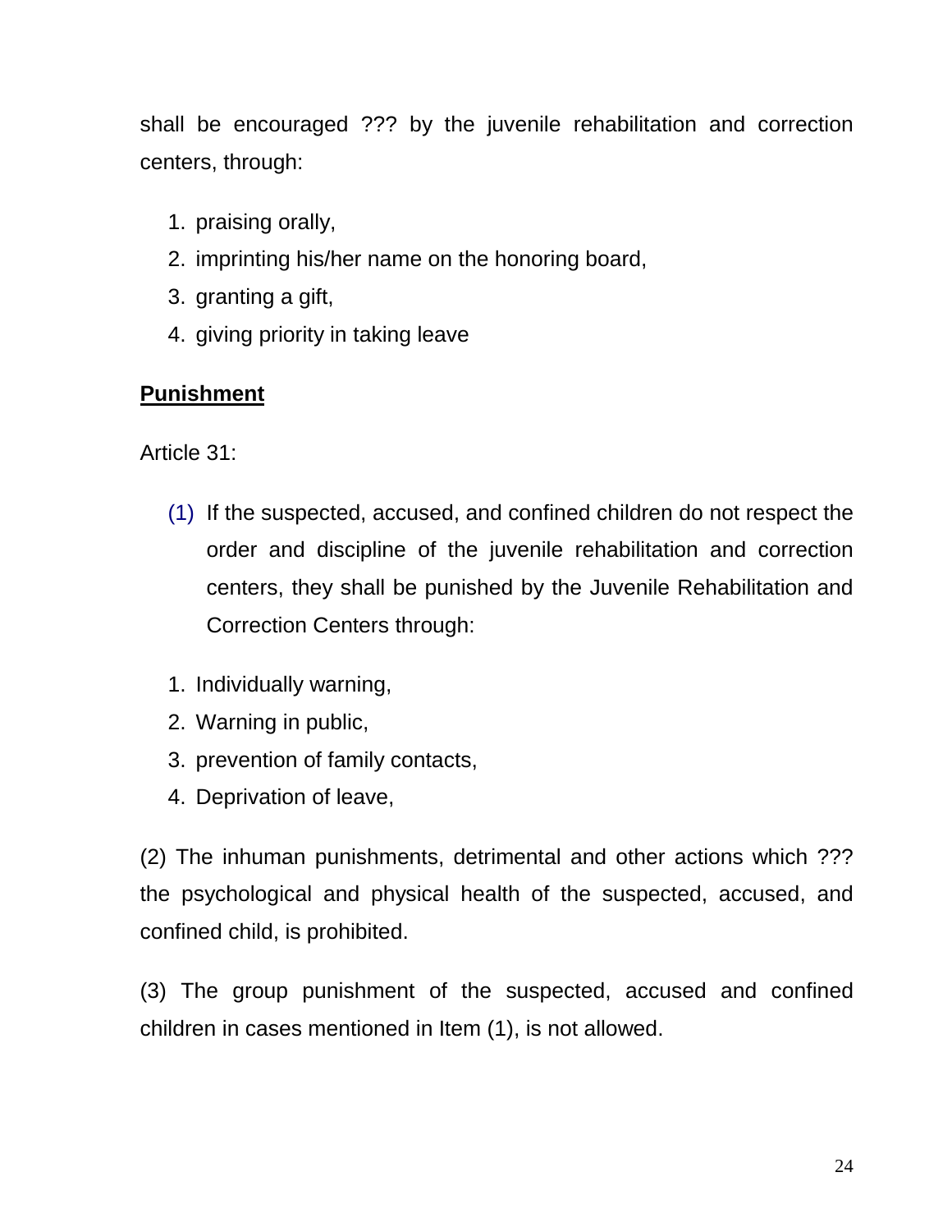shall be encouraged ??? by the juvenile rehabilitation and correction centers, through:

1. praising orally,
2. imprinting his/her name on the honoring board,
3. granting a gift,
4. giving priority in taking leave

**Punishment**

Article 31:

(1) If the suspected, accused, and confined children do not respect the order and discipline of the juvenile rehabilitation and correction centers, they shall be punished by the Juvenile Rehabilitation and Correction Centers through:

1. Individually warning,
2. Warning in public,
3. prevention of family contacts,
4. Deprivation of leave,

(2) The inhuman punishments, detrimental and other actions which ??? the psychological and physical health of the suspected, accused, and confined child, is prohibited.

(3) The group punishment of the suspected, accused and confined children in cases mentioned in Item (1), is not allowed.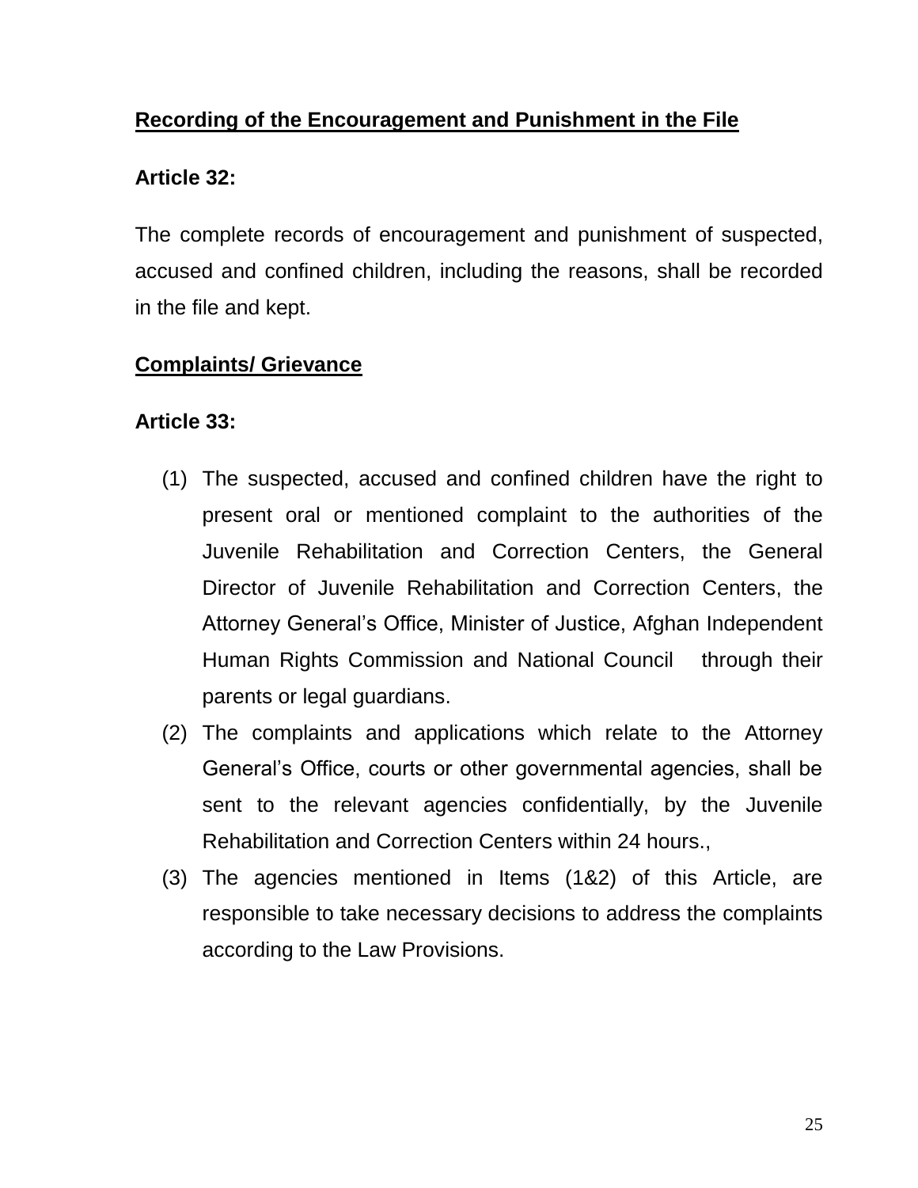**Recording of the Encouragement and Punishment in the File**

**Article 32:**

The complete records of encouragement and punishment of suspected, accused and confined children, including the reasons, shall be recorded in the file and kept.

**Complaints/ Grievance**

**Article 33:**

(1) The suspected, accused and confined children have the right to present oral or mentioned complaint to the authorities of the Juvenile Rehabilitation and Correction Centers, the General Director of Juvenile Rehabilitation and Correction Centers, the Attorney General's Office, Minister of Justice, Afghan Independent Human Rights Commission and National Council through their parents or legal guardians.

(2) The complaints and applications which relate to the Attorney General's Office, courts or other governmental agencies, shall be sent to the relevant agencies confidentially, by the Juvenile Rehabilitation and Correction Centers within 24 hours.,

(3) The agencies mentioned in Items (1&2) of this Article, are responsible to take necessary decisions to address the complaints according to the Law Provisions.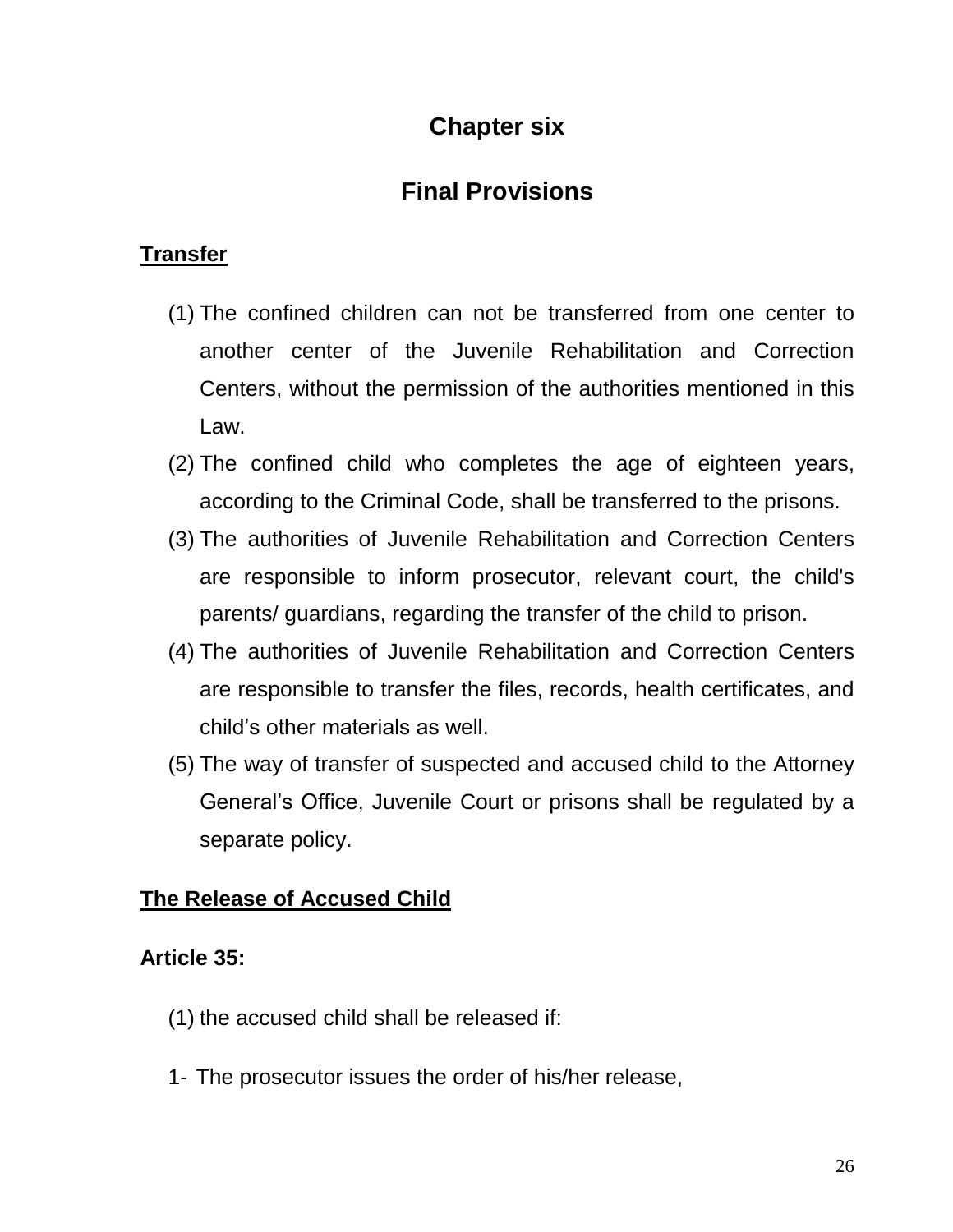# Chapter six

# Final Provisions

**Transfer**

(1) The confined children can not be transferred from one center to another center of the Juvenile Rehabilitation and Correction Centers, without the permission of the authorities mentioned in this Law.

(2) The confined child who completes the age of eighteen years, according to the Criminal Code, shall be transferred to the prisons.

(3) The authorities of Juvenile Rehabilitation and Correction Centers are responsible to inform prosecutor, relevant court, the child's parents/ guardians, regarding the transfer of the child to prison.

(4) The authorities of Juvenile Rehabilitation and Correction Centers are responsible to transfer the files, records, health certificates, and child's other materials as well.

(5) The way of transfer of suspected and accused child to the Attorney General's Office, Juvenile Court or prisons shall be regulated by a separate policy.

**The Release of Accused Child**

**Article 35:**

(1) the accused child shall be released if:

1- The prosecutor issues the order of his/her release,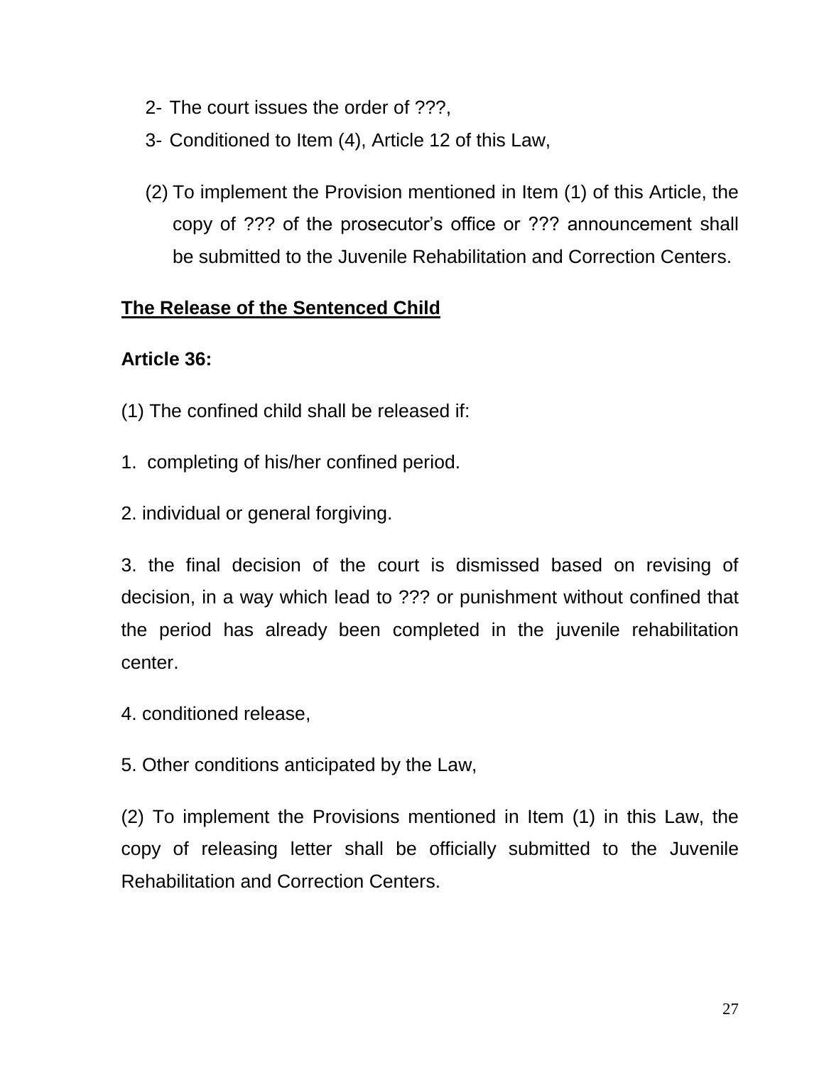2- The court issues the order of ???,

3- Conditioned to Item (4), Article 12 of this Law,

(2) To implement the Provision mentioned in Item (1) of this Article, the copy of ??? of the prosecutor's office or ??? announcement shall be submitted to the Juvenile Rehabilitation and Correction Centers.

**<u>The Release of the Sentenced Child</u>**

**Article 36:**

(1) The confined child shall be released if:

1. completing of his/her confined period.

2. individual or general forgiving.

3. the final decision of the court is dismissed based on revising of decision, in a way which lead to ??? or punishment without confined that the period has already been completed in the juvenile rehabilitation center.

4. conditioned release,

5. Other conditions anticipated by the Law,

(2) To implement the Provisions mentioned in Item (1) in this Law, the copy of releasing letter shall be officially submitted to the Juvenile Rehabilitation and Correction Centers.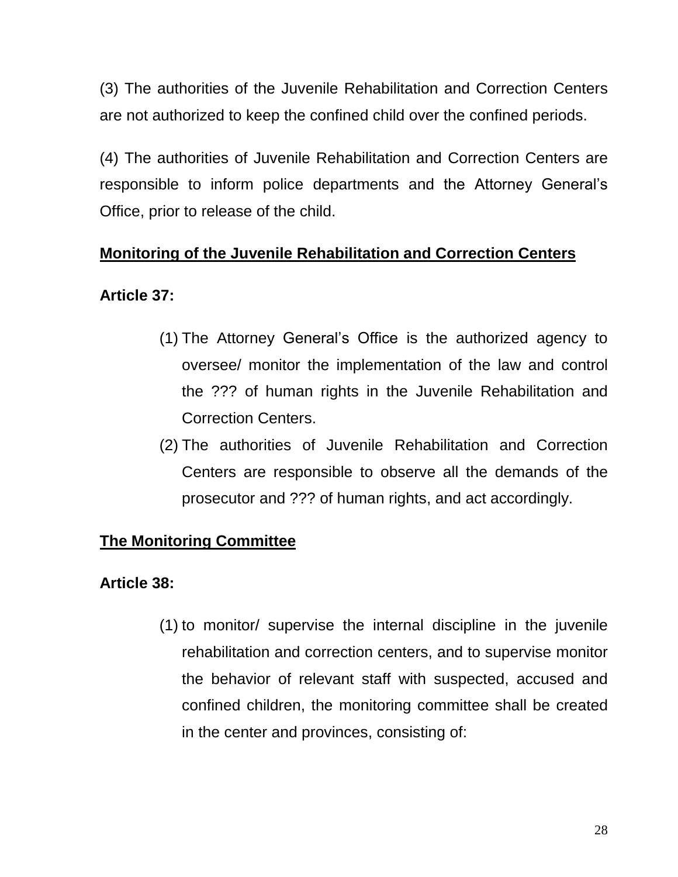(3) The authorities of the Juvenile Rehabilitation and Correction Centers are not authorized to keep the confined child over the confined periods.

(4) The authorities of Juvenile Rehabilitation and Correction Centers are responsible to inform police departments and the Attorney General's Office, prior to release of the child.

**Monitoring of the Juvenile Rehabilitation and Correction Centers**

**Article 37:**

(1) The Attorney General's Office is the authorized agency to oversee/ monitor the implementation of the law and control the ??? of human rights in the Juvenile Rehabilitation and Correction Centers.

(2) The authorities of Juvenile Rehabilitation and Correction Centers are responsible to observe all the demands of the prosecutor and ??? of human rights, and act accordingly.

**The Monitoring Committee**

**Article 38:**

(1) to monitor/ supervise the internal discipline in the juvenile rehabilitation and correction centers, and to supervise monitor the behavior of relevant staff with suspected, accused and confined children, the monitoring committee shall be created in the center and provinces, consisting of: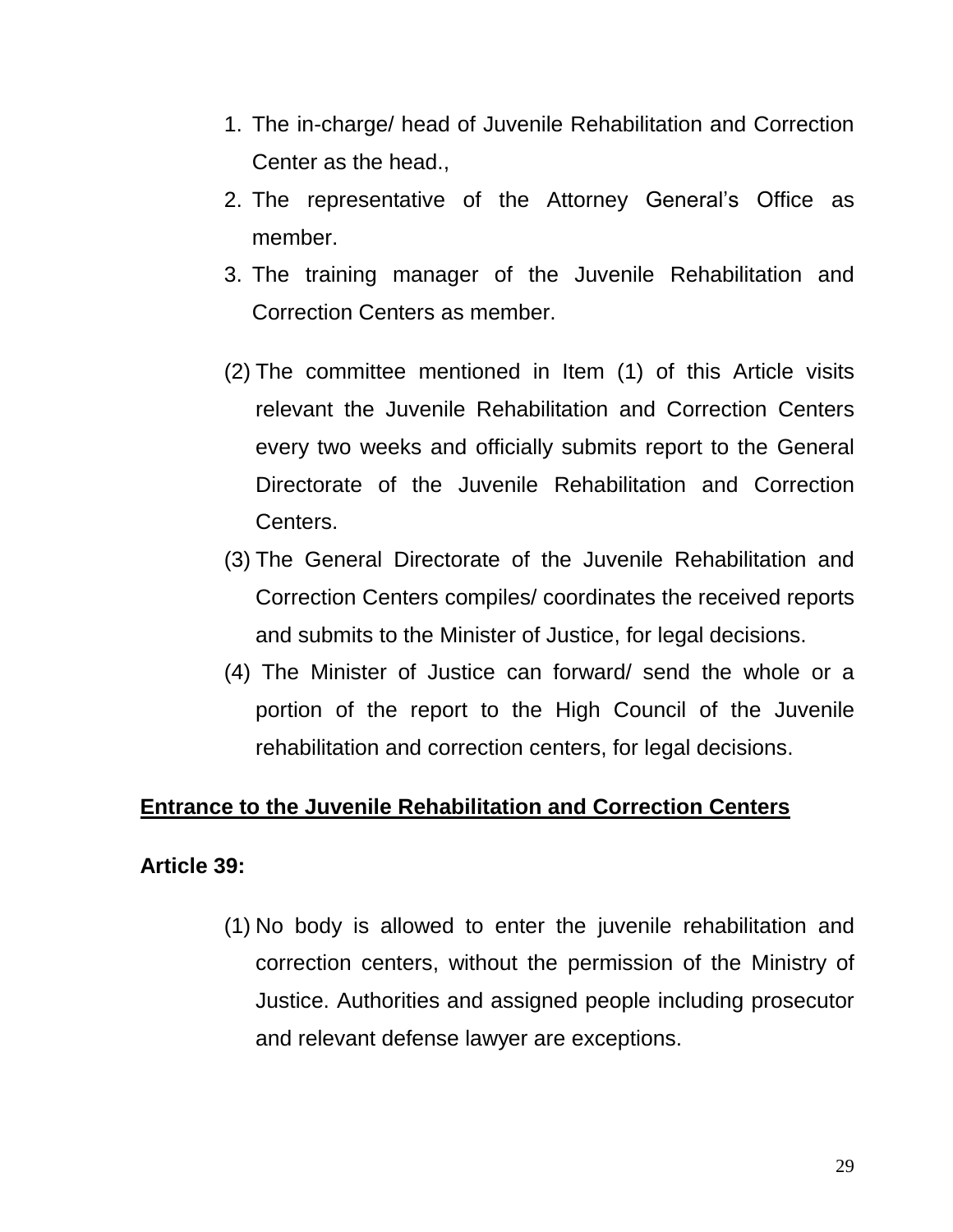1. The in-charge/ head of Juvenile Rehabilitation and Correction Center as the head.,
2. The representative of the Attorney General's Office as member.
3. The training manager of the Juvenile Rehabilitation and Correction Centers as member.

(2) The committee mentioned in Item (1) of this Article visits relevant the Juvenile Rehabilitation and Correction Centers every two weeks and officially submits report to the General Directorate of the Juvenile Rehabilitation and Correction Centers.

(3) The General Directorate of the Juvenile Rehabilitation and Correction Centers compiles/ coordinates the received reports and submits to the Minister of Justice, for legal decisions.

(4) The Minister of Justice can forward/ send the whole or a portion of the report to the High Council of the Juvenile rehabilitation and correction centers, for legal decisions.

**Entrance to the Juvenile Rehabilitation and Correction Centers**

**Article 39:**

(1) No body is allowed to enter the juvenile rehabilitation and correction centers, without the permission of the Ministry of Justice. Authorities and assigned people including prosecutor and relevant defense lawyer are exceptions.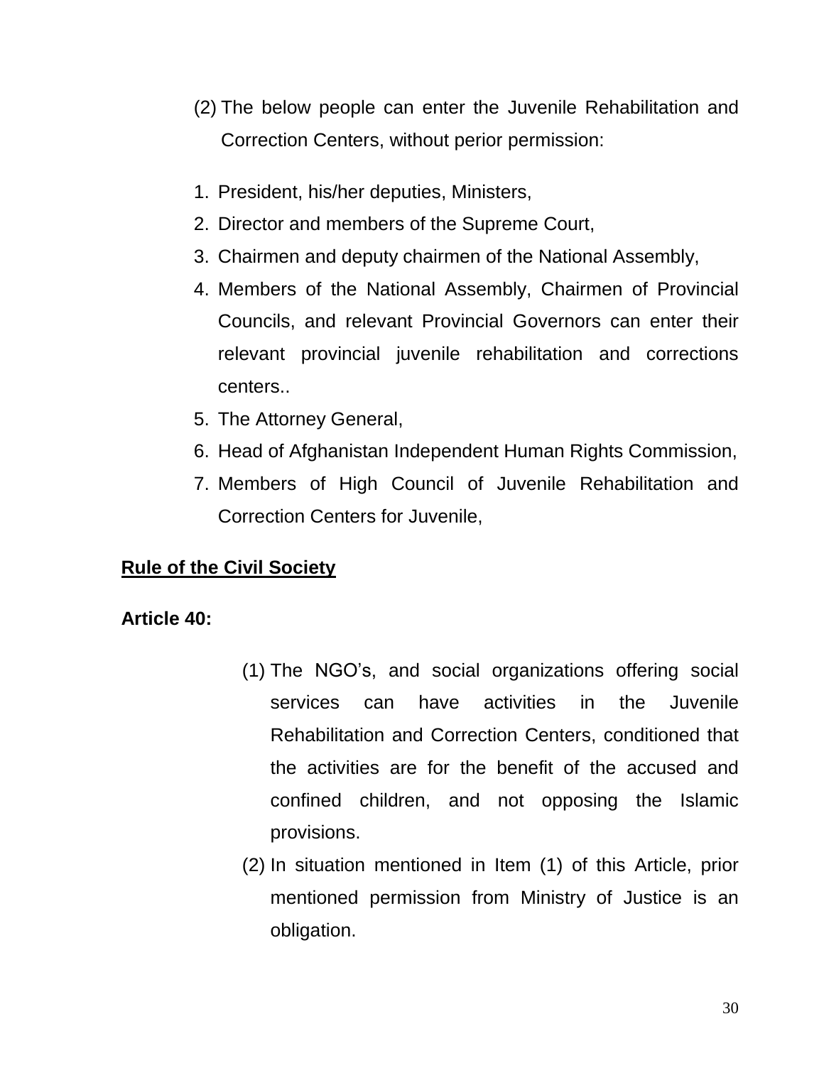(2) The below people can enter the Juvenile Rehabilitation and Correction Centers, without perior permission:

1. President, his/her deputies, Ministers,
2. Director and members of the Supreme Court,
3. Chairmen and deputy chairmen of the National Assembly,
4. Members of the National Assembly, Chairmen of Provincial Councils, and relevant Provincial Governors can enter their relevant provincial juvenile rehabilitation and corrections centers..
5. The Attorney General,
6. Head of Afghanistan Independent Human Rights Commission,
7. Members of High Council of Juvenile Rehabilitation and Correction Centers for Juvenile,

**Rule of the Civil Society**

**Article 40:**

(1) The NGO's, and social organizations offering social services can have activities in the Juvenile Rehabilitation and Correction Centers, conditioned that the activities are for the benefit of the accused and confined children, and not opposing the Islamic provisions.

(2) In situation mentioned in Item (1) of this Article, prior mentioned permission from Ministry of Justice is an obligation.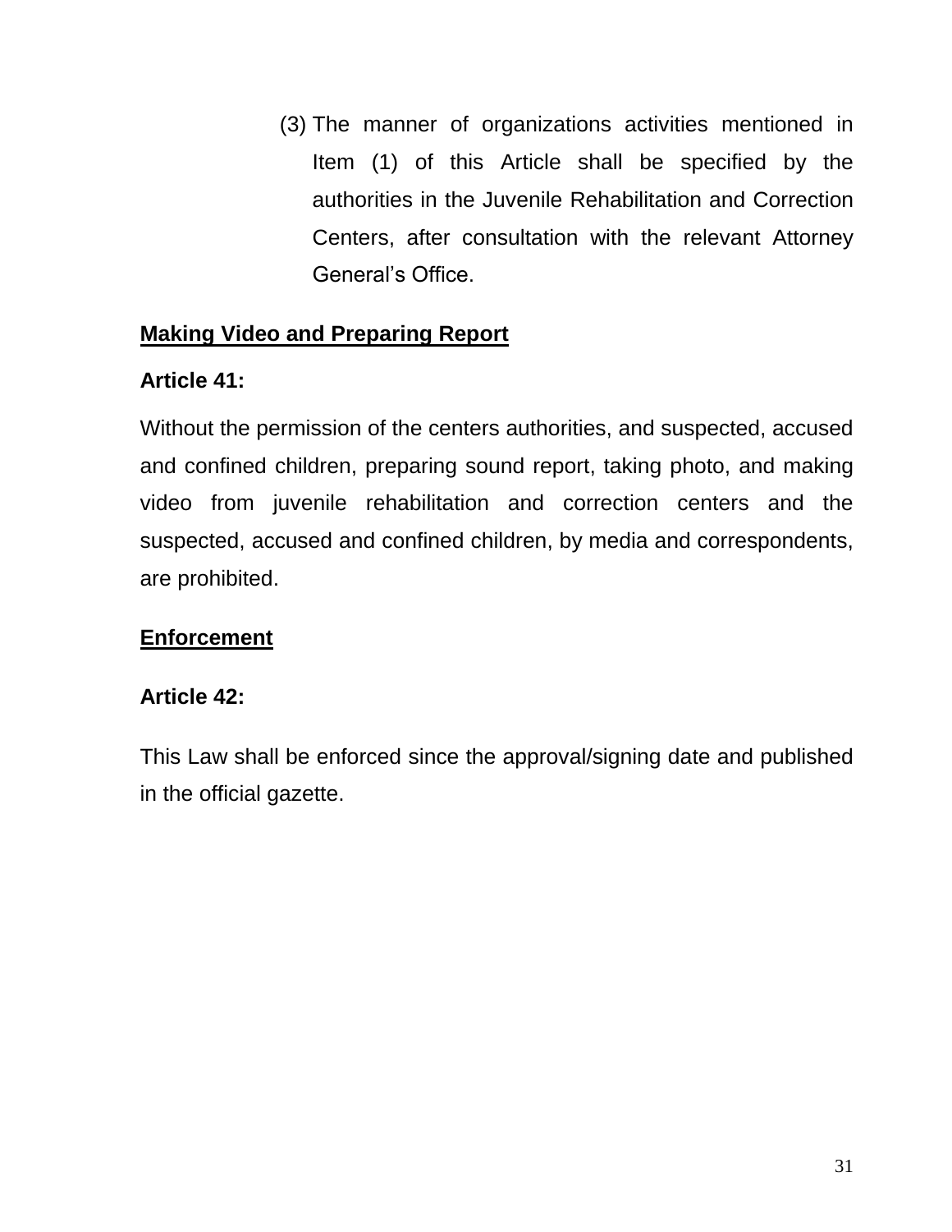(3) The manner of organizations activities mentioned in Item (1) of this Article shall be specified by the authorities in the Juvenile Rehabilitation and Correction Centers, after consultation with the relevant Attorney General's Office.

**Making Video and Preparing Report**

**Article 41:**

Without the permission of the centers authorities, and suspected, accused and confined children, preparing sound report, taking photo, and making video from juvenile rehabilitation and correction centers and the suspected, accused and confined children, by media and correspondents, are prohibited.

**Enforcement**

**Article 42:**

This Law shall be enforced since the approval/signing date and published in the official gazette.